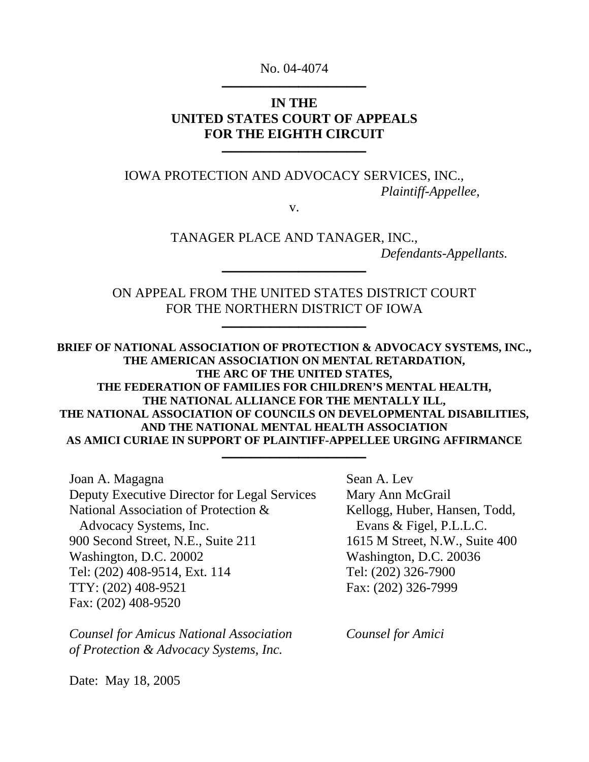No. 04-4074

---

**IN THE**
**UNITED STATES COURT OF APPEALS**
**FOR THE EIGHTH CIRCUIT**

---

IOWA PROTECTION AND ADVOCACY SERVICES, INC.,
*Plaintiff-Appellee*,

v.

TANAGER PLACE AND TANAGER, INC.,
*Defendants-Appellants.*

---

ON APPEAL FROM THE UNITED STATES DISTRICT COURT
FOR THE NORTHERN DISTRICT OF IOWA

---

**BRIEF OF NATIONAL ASSOCIATION OF PROTECTION & ADVOCACY SYSTEMS, INC., THE AMERICAN ASSOCIATION ON MENTAL RETARDATION, THE ARC OF THE UNITED STATES, THE FEDERATION OF FAMILIES FOR CHILDREN'S MENTAL HEALTH, THE NATIONAL ALLIANCE FOR THE MENTALLY ILL, THE NATIONAL ASSOCIATION OF COUNCILS ON DEVELOPMENTAL DISABILITIES, AND THE NATIONAL MENTAL HEALTH ASSOCIATION AS AMICI CURIAE IN SUPPORT OF PLAINTIFF-APPELLEE URGING AFFIRMANCE**

---

Joan A. Magagna
Deputy Executive Director for Legal Services
National Association of Protection & Advocacy Systems, Inc.
900 Second Street, N.E., Suite 211
Washington, D.C. 20002
Tel: (202) 408-9514, Ext. 114
TTY: (202) 408-9521
Fax: (202) 408-9520

*Counsel for Amicus National Association of Protection & Advocacy Systems, Inc.*

Sean A. Lev
Mary Ann McGrail
Kellogg, Huber, Hansen, Todd, Evans & Figel, P.L.L.C.
1615 M Street, N.W., Suite 400
Washington, D.C. 20036
Tel: (202) 326-7900
Fax: (202) 326-7999

*Counsel for Amici*

Date: May 18, 2005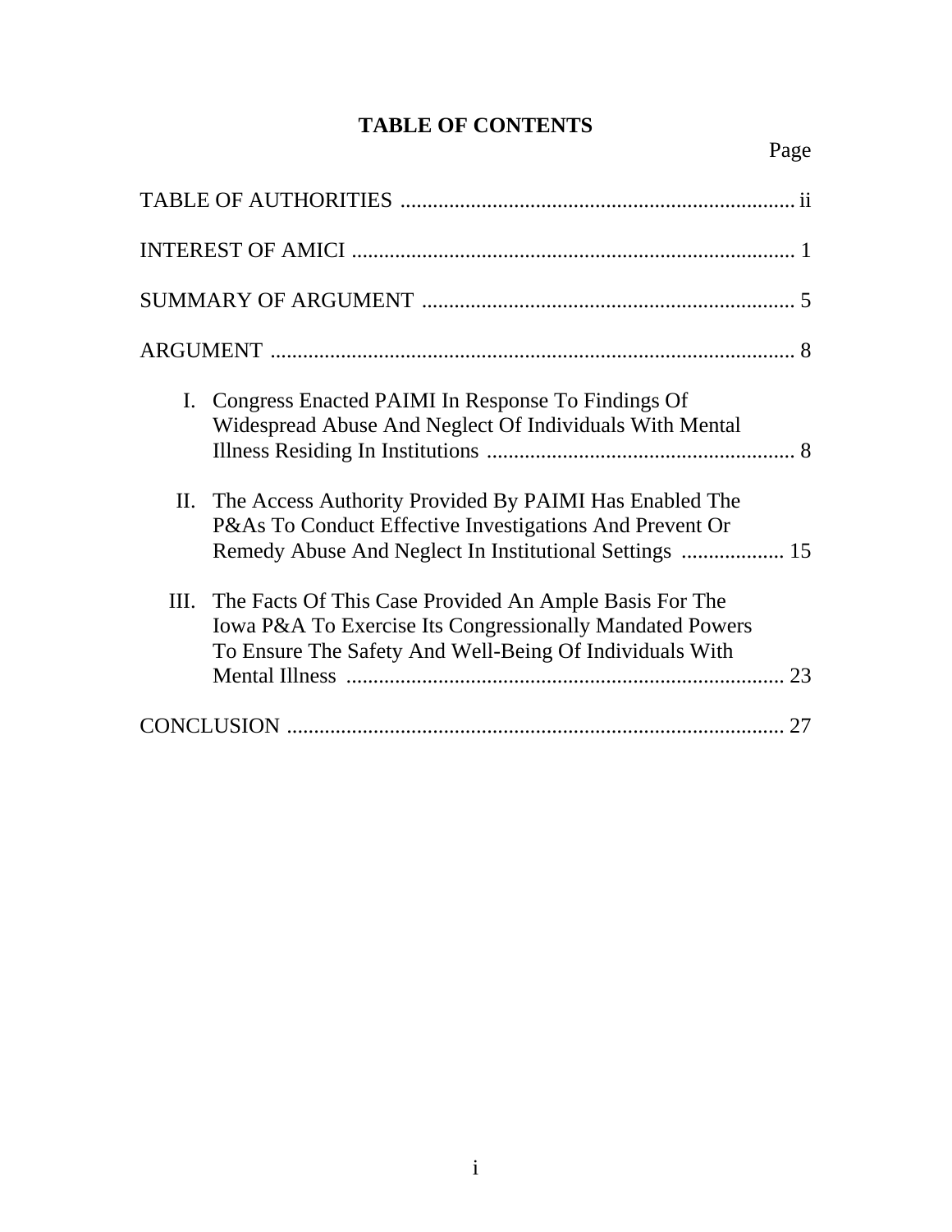# TABLE OF CONTENTS

| | Page |
|---|---|
| TABLE OF AUTHORITIES | ii |
| INTEREST OF AMICI | 1 |
| SUMMARY OF ARGUMENT | 5 |
| ARGUMENT | 8 |
| I. Congress Enacted PAIMI In Response To Findings Of Widespread Abuse And Neglect Of Individuals With Mental Illness Residing In Institutions | 8 |
| II. The Access Authority Provided By PAIMI Has Enabled The P&As To Conduct Effective Investigations And Prevent Or Remedy Abuse And Neglect In Institutional Settings | 15 |
| III. The Facts Of This Case Provided An Ample Basis For The Iowa P&A To Exercise Its Congressionally Mandated Powers To Ensure The Safety And Well-Being Of Individuals With Mental Illness | 23 |
| CONCLUSION | 27 |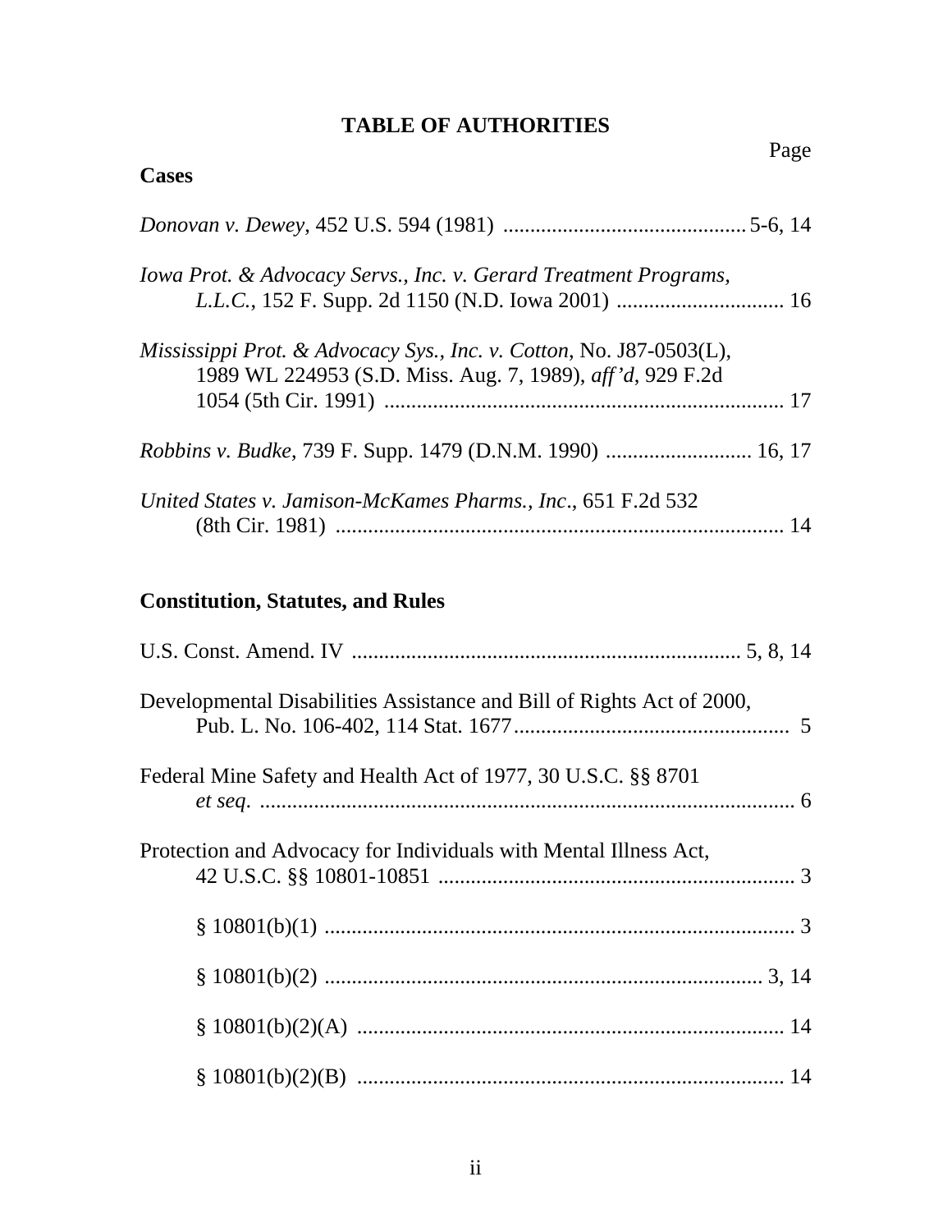## TABLE OF AUTHORITIES

Page

**Cases**

*Donovan v. Dewey*, 452 U.S. 594 (1981) ............................................ 5-6, 14

*Iowa Prot. & Advocacy Servs., Inc. v. Gerard Treatment Programs, L.L.C.*, 152 F. Supp. 2d 1150 (N.D. Iowa 2001) .............................. 16

*Mississippi Prot. & Advocacy Sys., Inc. v. Cotton*, No. J87-0503(L), 1989 WL 224953 (S.D. Miss. Aug. 7, 1989), *aff'd*, 929 F.2d 1054 (5th Cir. 1991) ........................................................................ 17

*Robbins v. Budke*, 739 F. Supp. 1479 (D.N.M. 1990) .......................... 16, 17

*United States v. Jamison-McKames Pharms., Inc*., 651 F.2d 532 (8th Cir. 1981) .................................................................................. 14

**Constitution, Statutes, and Rules**

U.S. Const. Amend. IV ....................................................................... 5, 8, 14

Developmental Disabilities Assistance and Bill of Rights Act of 2000, Pub. L. No. 106-402, 114 Stat. 1677................................................... 5

Federal Mine Safety and Health Act of 1977, 30 U.S.C. §§ 8701 *et seq*. .................................................................................................... 6

Protection and Advocacy for Individuals with Mental Illness Act, 42 U.S.C. §§ 10801-10851 ................................................................. 3

§ 10801(b)(1) ....................................................................................... 3

§ 10801(b)(2) ................................................................................... 3, 14

§ 10801(b)(2)(A) .............................................................................. 14

§ 10801(b)(2)(B) .............................................................................. 14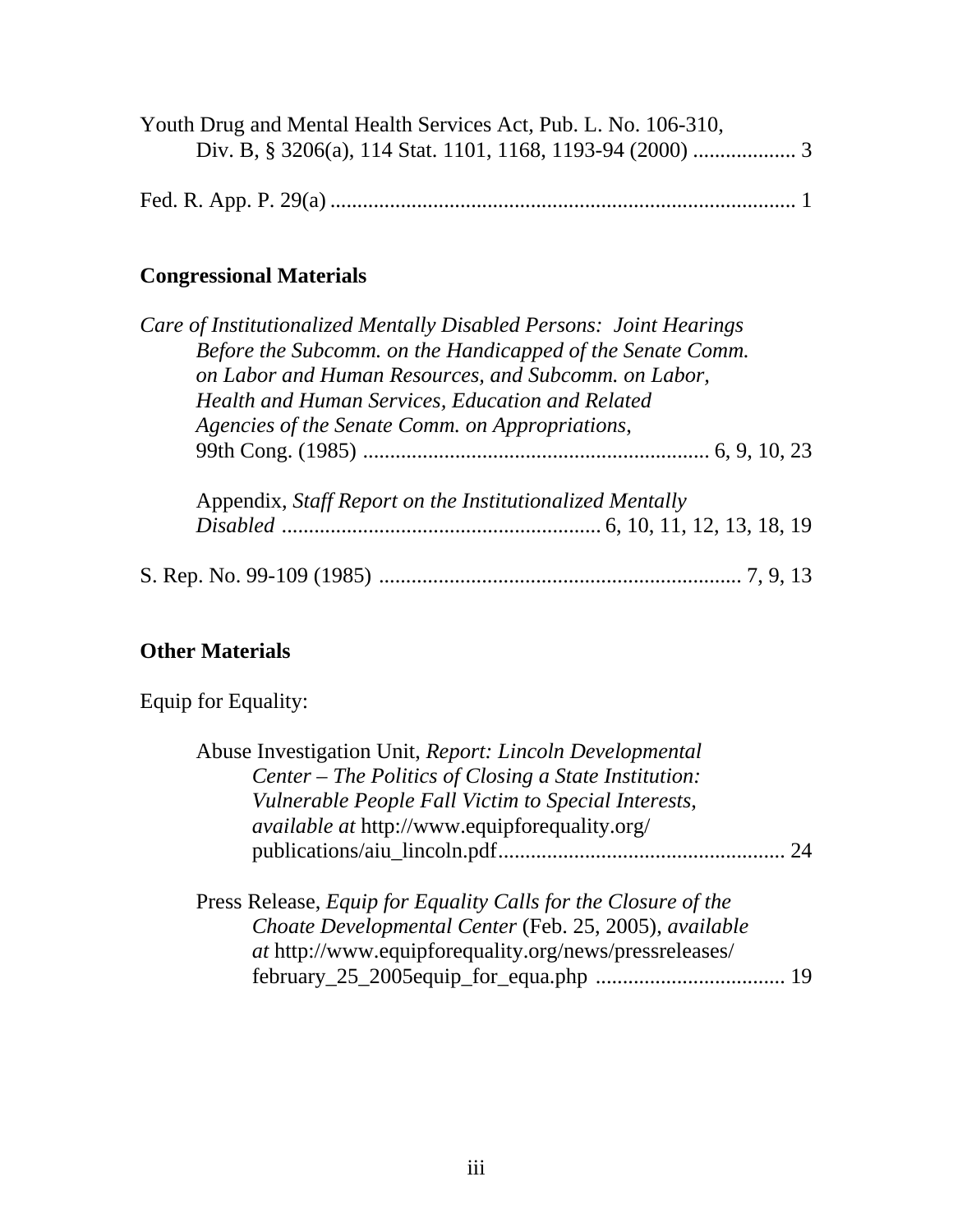Youth Drug and Mental Health Services Act, Pub. L. No. 106-310, Div. B, § 3206(a), 114 Stat. 1101, 1168, 1193-94 (2000) .................. 3

Fed. R. App. P. 29(a) ...................................................................................... 1

**Congressional Materials**

*Care of Institutionalized Mentally Disabled Persons: Joint Hearings Before the Subcomm. on the Handicapped of the Senate Comm. on Labor and Human Resources, and Subcomm. on Labor, Health and Human Services, Education and Related Agencies of the Senate Comm. on Appropriations*, 99th Cong. (1985) ................................................................ 6, 9, 10, 23

Appendix, *Staff Report on the Institutionalized Mentally Disabled* .......................................................... 6, 10, 11, 12, 13, 18, 19

S. Rep. No. 99-109 (1985) .................................................................. 7, 9, 13

**Other Materials**

Equip for Equality:

Abuse Investigation Unit, *Report: Lincoln Developmental Center – The Politics of Closing a State Institution: Vulnerable People Fall Victim to Special Interests*, *available at* http://www.equipforequality.org/publications/aiu_lincoln.pdf.................................................... 24

Press Release, *Equip for Equality Calls for the Closure of the Choate Developmental Center* (Feb. 25, 2005), *available at* http://www.equipforequality.org/news/pressreleases/february_25_2005equip_for_equa.php ................................... 19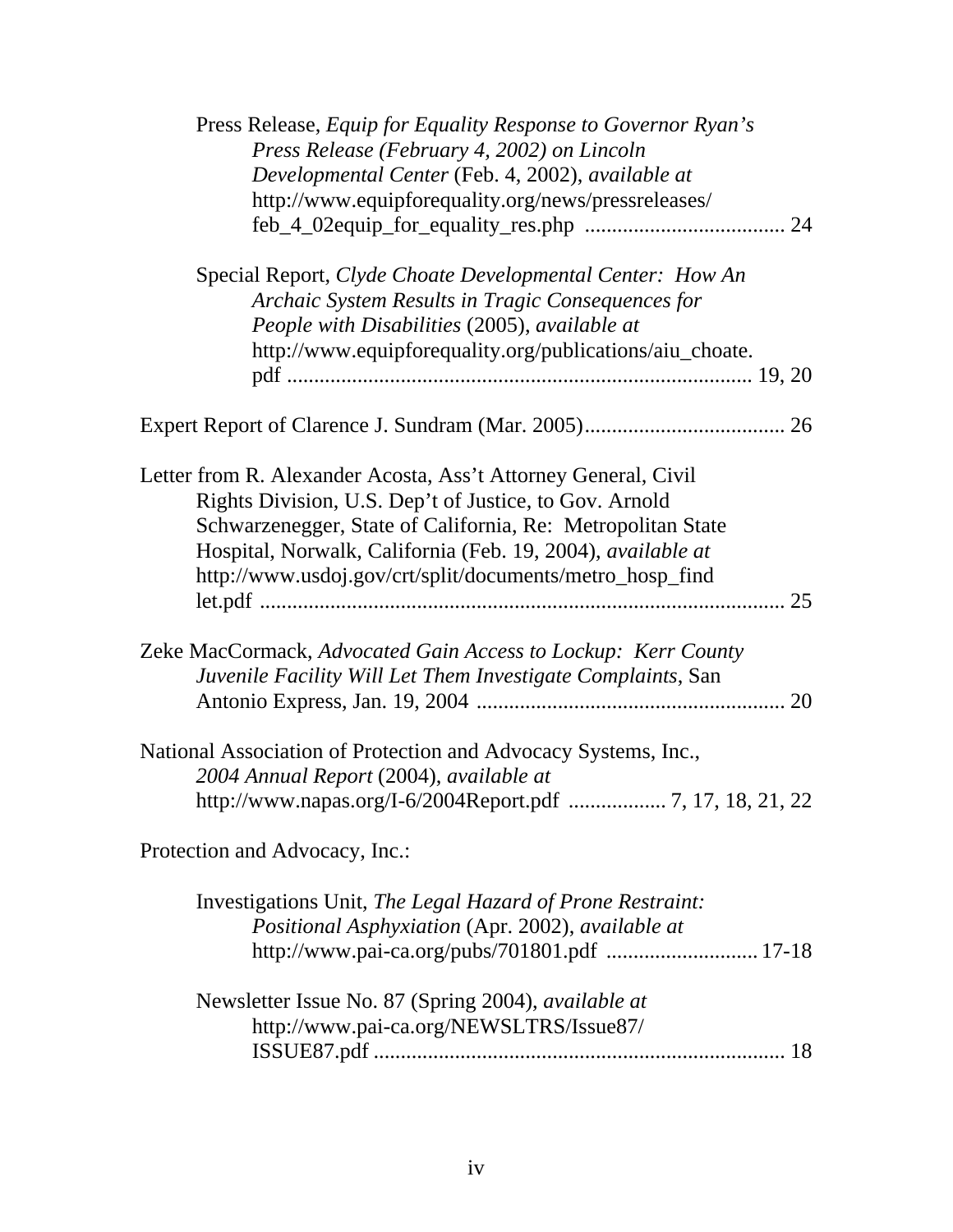Press Release, *Equip for Equality Response to Governor Ryan's Press Release (February 4, 2002) on Lincoln Developmental Center* (Feb. 4, 2002), *available at* http://www.equipforequality.org/news/pressreleases/feb_4_02equip_for_equality_res.php ..................................... 24

Special Report, *Clyde Choate Developmental Center: How An Archaic System Results in Tragic Consequences for People with Disabilities* (2005), *available at* http://www.equipforequality.org/publications/aiu_choate.pdf ..................................................................................... 19, 20

Expert Report of Clarence J. Sundram (Mar. 2005)..................................... 26

Letter from R. Alexander Acosta, Ass't Attorney General, Civil Rights Division, U.S. Dep't of Justice, to Gov. Arnold Schwarzenegger, State of California, Re: Metropolitan State Hospital, Norwalk, California (Feb. 19, 2004), *available at* http://www.usdoj.gov/crt/split/documents/metro_hosp_find let.pdf .................................................................................................. 25

Zeke MacCormack, *Advocated Gain Access to Lockup: Kerr County Juvenile Facility Will Let Them Investigate Complaints*, San Antonio Express, Jan. 19, 2004 ........................................................ 20

National Association of Protection and Advocacy Systems, Inc., *2004 Annual Report* (2004), *available at* http://www.napas.org/I-6/2004Report.pdf .................. 7, 17, 18, 21, 22

Protection and Advocacy, Inc.:

Investigations Unit, *The Legal Hazard of Prone Restraint: Positional Asphyxiation* (Apr. 2002), *available at* http://www.pai-ca.org/pubs/701801.pdf ............................ 17-18

Newsletter Issue No. 87 (Spring 2004), *available at* http://www.pai-ca.org/NEWSLTRS/Issue87/ISSUE87.pdf ........................................................................... 18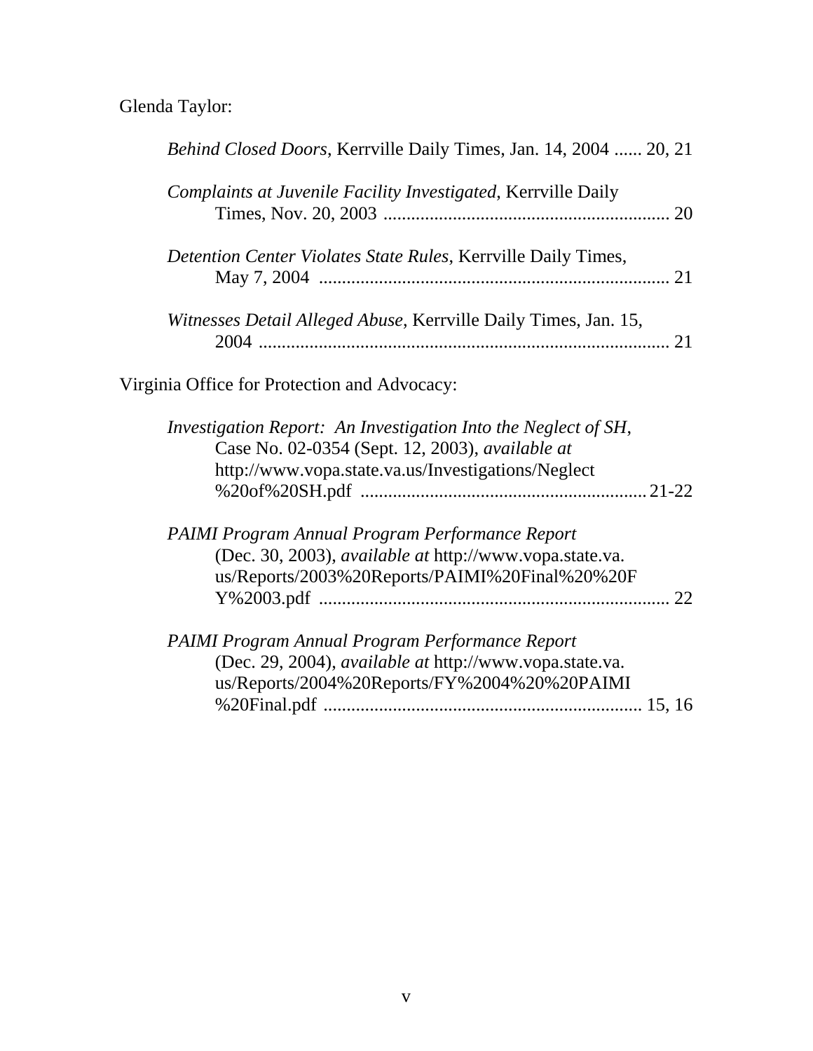Glenda Taylor:

*Behind Closed Doors*, Kerrville Daily Times, Jan. 14, 2004 ...... 20, 21

*Complaints at Juvenile Facility Investigated*, Kerrville Daily Times, Nov. 20, 2003 ............................................................ 20

*Detention Center Violates State Rules*, Kerrville Daily Times, May 7, 2004 .......................................................................... 21

*Witnesses Detail Alleged Abuse*, Kerrville Daily Times, Jan. 15, 2004 ..................................................................................... 21

Virginia Office for Protection and Advocacy:

*Investigation Report: An Investigation Into the Neglect of SH*, Case No. 02-0354 (Sept. 12, 2003), *available at* http://www.vopa.state.va.us/Investigations/Neglect%20of%20SH.pdf ............................................................ 21-22

*PAIMI Program Annual Program Performance Report* (Dec. 30, 2003), *available at* http://www.vopa.state.va.us/Reports/2003%20Reports/PAIMI%20Final%20%20FY%2003.pdf .......................................................................... 22

*PAIMI Program Annual Program Performance Report* (Dec. 29, 2004), *available at* http://www.vopa.state.va.us/Reports/2004%20Reports/FY%2004%20%20PAIMI%20Final.pdf .................................................................... 15, 16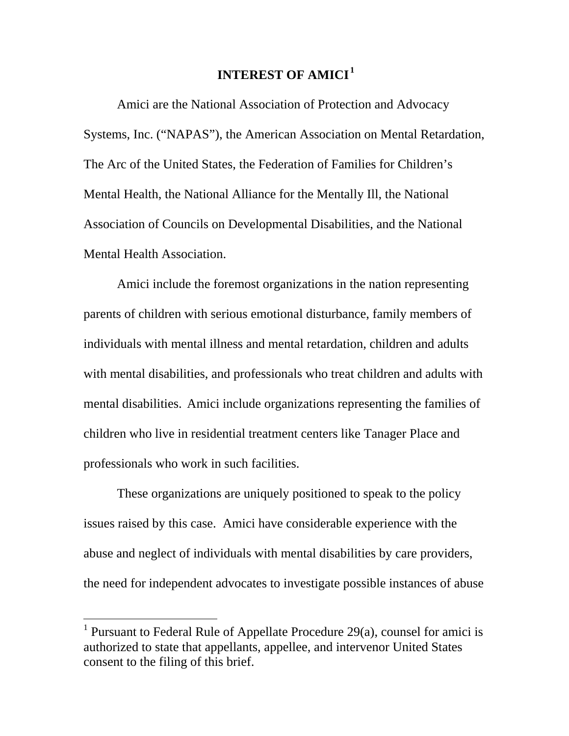# INTEREST OF AMICI[1]

Amici are the National Association of Protection and Advocacy Systems, Inc. ("NAPAS"), the American Association on Mental Retardation, The Arc of the United States, the Federation of Families for Children's Mental Health, the National Alliance for the Mentally Ill, the National Association of Councils on Developmental Disabilities, and the National Mental Health Association.

Amici include the foremost organizations in the nation representing parents of children with serious emotional disturbance, family members of individuals with mental illness and mental retardation, children and adults with mental disabilities, and professionals who treat children and adults with mental disabilities. Amici include organizations representing the families of children who live in residential treatment centers like Tanager Place and professionals who work in such facilities.

These organizations are uniquely positioned to speak to the policy issues raised by this case. Amici have considerable experience with the abuse and neglect of individuals with mental disabilities by care providers, the need for independent advocates to investigate possible instances of abuse

[1] Pursuant to Federal Rule of Appellate Procedure 29(a), counsel for amici is authorized to state that appellants, appellee, and intervenor United States consent to the filing of this brief.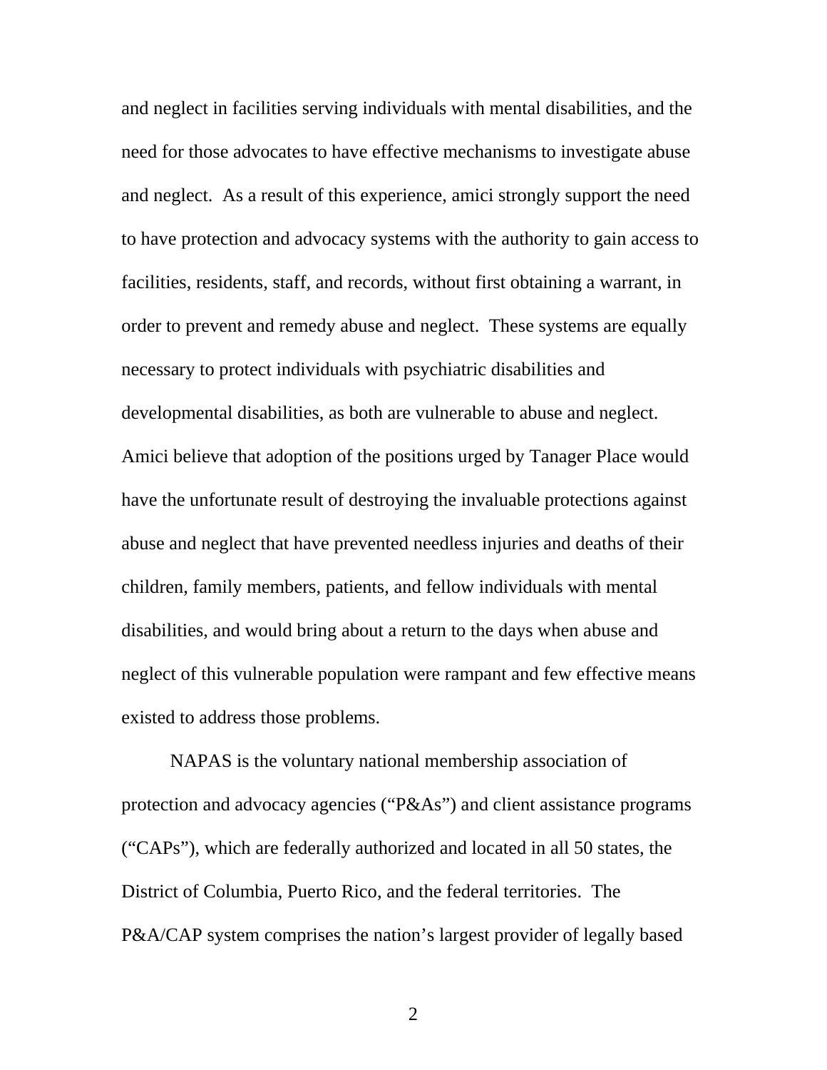and neglect in facilities serving individuals with mental disabilities, and the need for those advocates to have effective mechanisms to investigate abuse and neglect. As a result of this experience, amici strongly support the need to have protection and advocacy systems with the authority to gain access to facilities, residents, staff, and records, without first obtaining a warrant, in order to prevent and remedy abuse and neglect. These systems are equally necessary to protect individuals with psychiatric disabilities and developmental disabilities, as both are vulnerable to abuse and neglect. Amici believe that adoption of the positions urged by Tanager Place would have the unfortunate result of destroying the invaluable protections against abuse and neglect that have prevented needless injuries and deaths of their children, family members, patients, and fellow individuals with mental disabilities, and would bring about a return to the days when abuse and neglect of this vulnerable population were rampant and few effective means existed to address those problems.

NAPAS is the voluntary national membership association of protection and advocacy agencies ("P&As") and client assistance programs ("CAPs"), which are federally authorized and located in all 50 states, the District of Columbia, Puerto Rico, and the federal territories. The P&A/CAP system comprises the nation's largest provider of legally based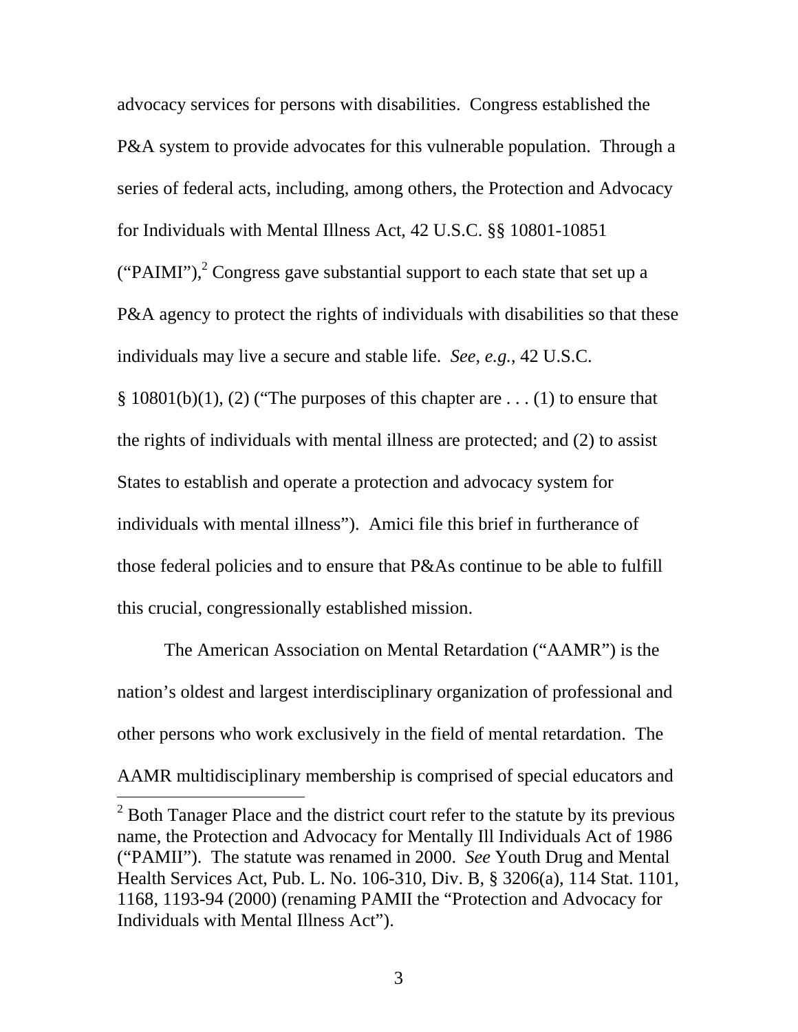advocacy services for persons with disabilities. Congress established the P&A system to provide advocates for this vulnerable population. Through a series of federal acts, including, among others, the Protection and Advocacy for Individuals with Mental Illness Act, 42 U.S.C. §§ 10801-10851 ("PAIMI"),[2] Congress gave substantial support to each state that set up a P&A agency to protect the rights of individuals with disabilities so that these individuals may live a secure and stable life. *See*, *e.g.*, 42 U.S.C. § 10801(b)(1), (2) ("The purposes of this chapter are . . . (1) to ensure that the rights of individuals with mental illness are protected; and (2) to assist States to establish and operate a protection and advocacy system for individuals with mental illness"). Amici file this brief in furtherance of those federal policies and to ensure that P&As continue to be able to fulfill this crucial, congressionally established mission.

The American Association on Mental Retardation ("AAMR") is the nation's oldest and largest interdisciplinary organization of professional and other persons who work exclusively in the field of mental retardation. The AAMR multidisciplinary membership is comprised of special educators and

---

[2] Both Tanager Place and the district court refer to the statute by its previous name, the Protection and Advocacy for Mentally Ill Individuals Act of 1986 ("PAMII"). The statute was renamed in 2000. *See* Youth Drug and Mental Health Services Act, Pub. L. No. 106-310, Div. B, § 3206(a), 114 Stat. 1101, 1168, 1193-94 (2000) (renaming PAMII the "Protection and Advocacy for Individuals with Mental Illness Act").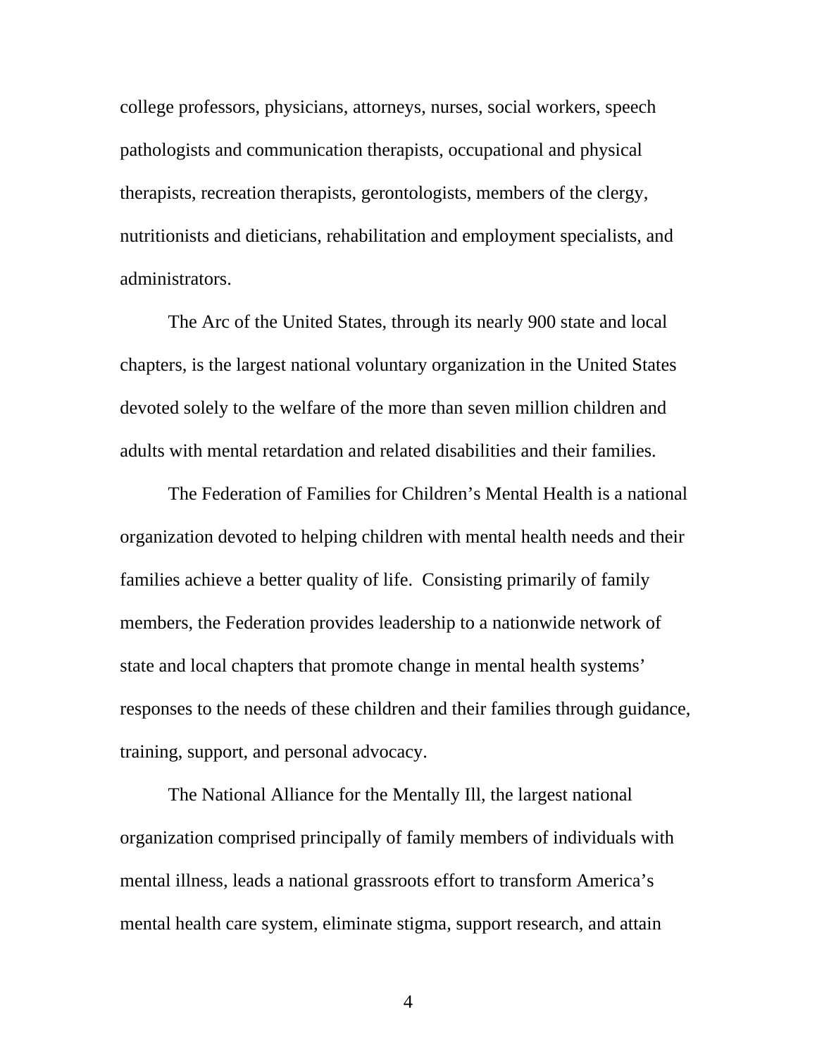college professors, physicians, attorneys, nurses, social workers, speech pathologists and communication therapists, occupational and physical therapists, recreation therapists, gerontologists, members of the clergy, nutritionists and dieticians, rehabilitation and employment specialists, and administrators.

The Arc of the United States, through its nearly 900 state and local chapters, is the largest national voluntary organization in the United States devoted solely to the welfare of the more than seven million children and adults with mental retardation and related disabilities and their families.

The Federation of Families for Children's Mental Health is a national organization devoted to helping children with mental health needs and their families achieve a better quality of life. Consisting primarily of family members, the Federation provides leadership to a nationwide network of state and local chapters that promote change in mental health systems' responses to the needs of these children and their families through guidance, training, support, and personal advocacy.

The National Alliance for the Mentally Ill, the largest national organization comprised principally of family members of individuals with mental illness, leads a national grassroots effort to transform America's mental health care system, eliminate stigma, support research, and attain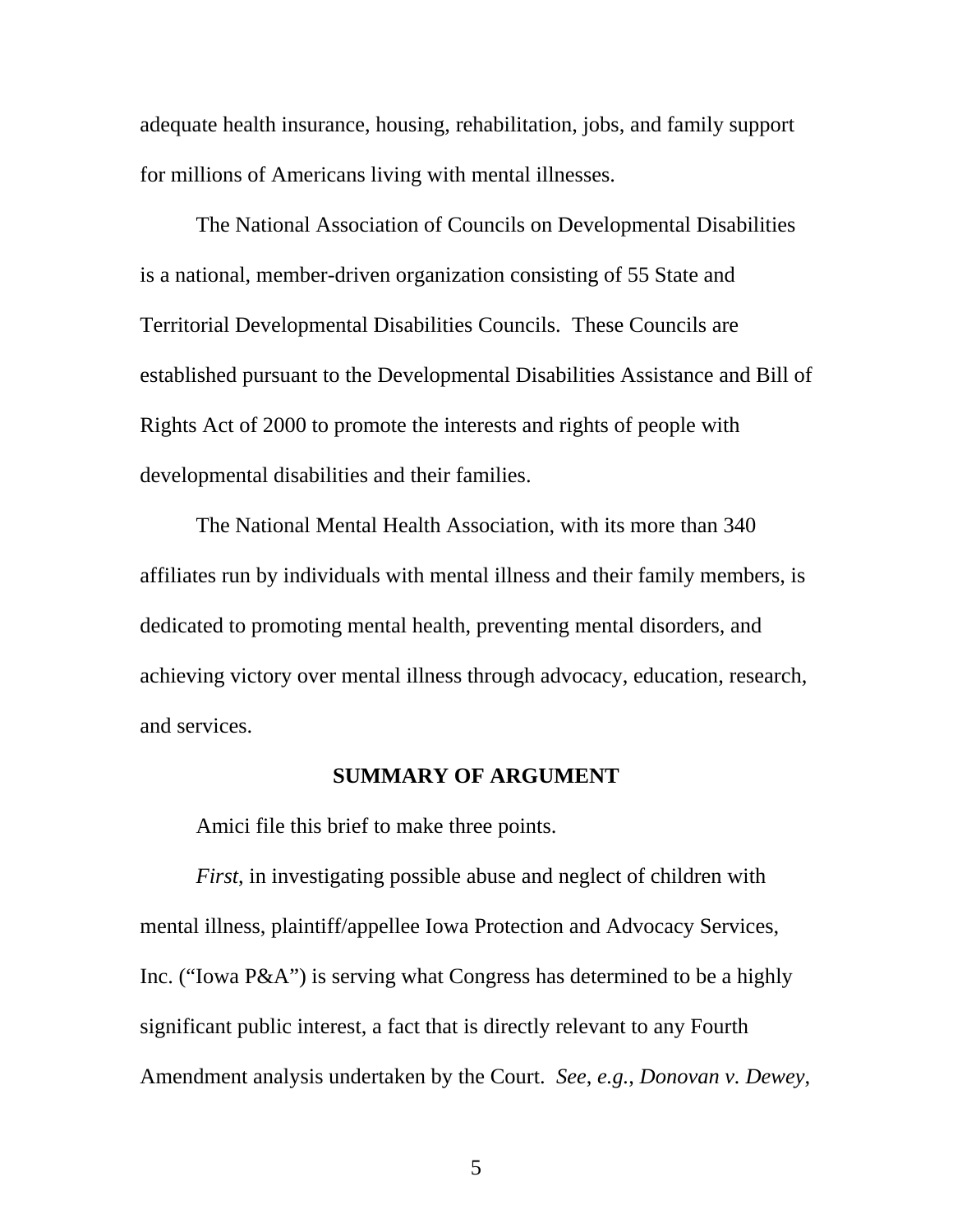adequate health insurance, housing, rehabilitation, jobs, and family support for millions of Americans living with mental illnesses.

The National Association of Councils on Developmental Disabilities is a national, member-driven organization consisting of 55 State and Territorial Developmental Disabilities Councils. These Councils are established pursuant to the Developmental Disabilities Assistance and Bill of Rights Act of 2000 to promote the interests and rights of people with developmental disabilities and their families.

The National Mental Health Association, with its more than 340 affiliates run by individuals with mental illness and their family members, is dedicated to promoting mental health, preventing mental disorders, and achieving victory over mental illness through advocacy, education, research, and services.

## SUMMARY OF ARGUMENT

Amici file this brief to make three points.

*First*, in investigating possible abuse and neglect of children with mental illness, plaintiff/appellee Iowa Protection and Advocacy Services, Inc. ("Iowa P&A") is serving what Congress has determined to be a highly significant public interest, a fact that is directly relevant to any Fourth Amendment analysis undertaken by the Court. *See, e.g.*, *Donovan v. Dewey*,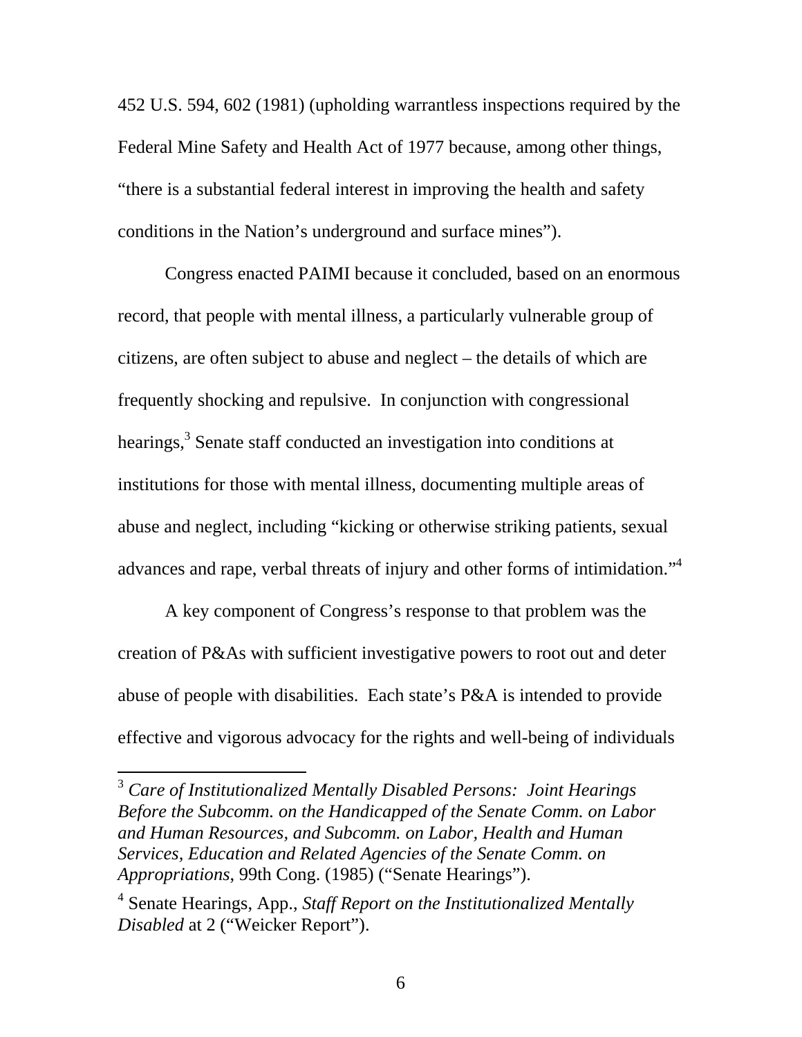452 U.S. 594, 602 (1981) (upholding warrantless inspections required by the Federal Mine Safety and Health Act of 1977 because, among other things, "there is a substantial federal interest in improving the health and safety conditions in the Nation's underground and surface mines").

Congress enacted PAIMI because it concluded, based on an enormous record, that people with mental illness, a particularly vulnerable group of citizens, are often subject to abuse and neglect – the details of which are frequently shocking and repulsive. In conjunction with congressional hearings,[3] Senate staff conducted an investigation into conditions at institutions for those with mental illness, documenting multiple areas of abuse and neglect, including "kicking or otherwise striking patients, sexual advances and rape, verbal threats of injury and other forms of intimidation."[4]

A key component of Congress's response to that problem was the creation of P&As with sufficient investigative powers to root out and deter abuse of people with disabilities. Each state's P&A is intended to provide effective and vigorous advocacy for the rights and well-being of individuals

---

[3] *Care of Institutionalized Mentally Disabled Persons: Joint Hearings Before the Subcomm. on the Handicapped of the Senate Comm. on Labor and Human Resources, and Subcomm. on Labor, Health and Human Services, Education and Related Agencies of the Senate Comm. on Appropriations*, 99th Cong. (1985) ("Senate Hearings").

[4] Senate Hearings, App., *Staff Report on the Institutionalized Mentally Disabled* at 2 ("Weicker Report").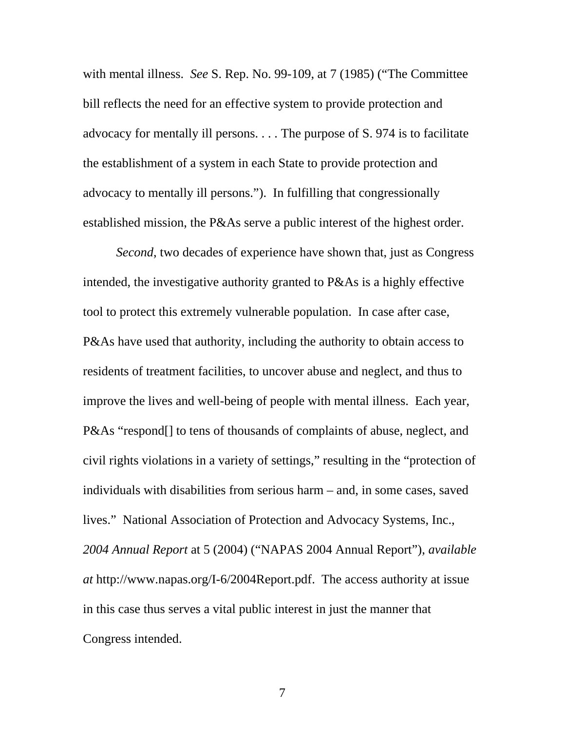with mental illness. *See* S. Rep. No. 99-109, at 7 (1985) ("The Committee bill reflects the need for an effective system to provide protection and advocacy for mentally ill persons. . . . The purpose of S. 974 is to facilitate the establishment of a system in each State to provide protection and advocacy to mentally ill persons."). In fulfilling that congressionally established mission, the P&As serve a public interest of the highest order.

*Second*, two decades of experience have shown that, just as Congress intended, the investigative authority granted to P&As is a highly effective tool to protect this extremely vulnerable population. In case after case, P&As have used that authority, including the authority to obtain access to residents of treatment facilities, to uncover abuse and neglect, and thus to improve the lives and well-being of people with mental illness. Each year, P&As "respond[] to tens of thousands of complaints of abuse, neglect, and civil rights violations in a variety of settings," resulting in the "protection of individuals with disabilities from serious harm – and, in some cases, saved lives." National Association of Protection and Advocacy Systems, Inc., *2004 Annual Report* at 5 (2004) ("NAPAS 2004 Annual Report"), *available at* http://www.napas.org/I-6/2004Report.pdf. The access authority at issue in this case thus serves a vital public interest in just the manner that Congress intended.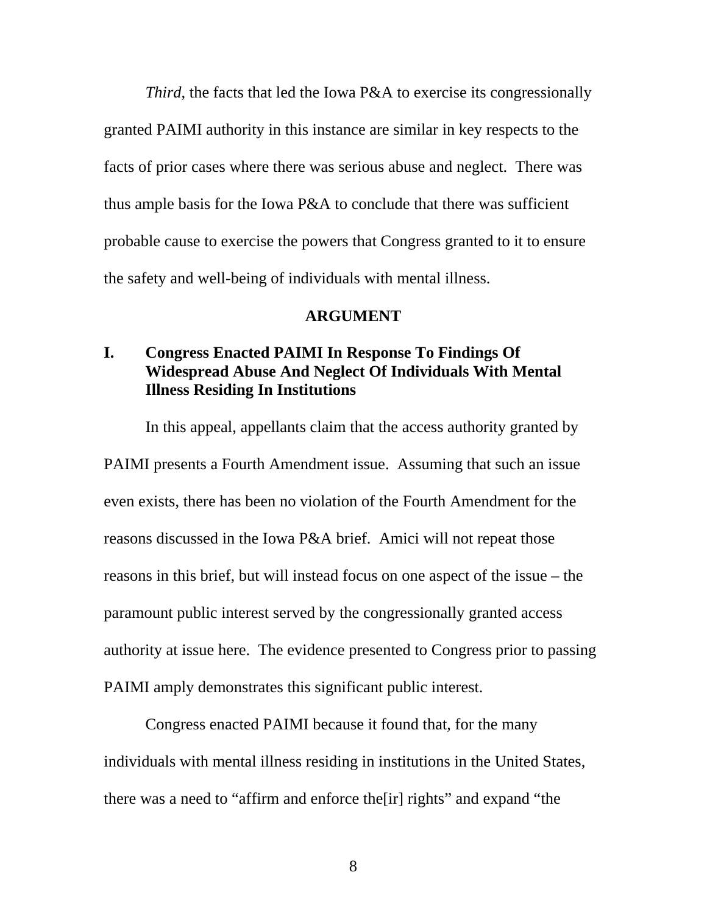*Third*, the facts that led the Iowa P&A to exercise its congressionally granted PAIMI authority in this instance are similar in key respects to the facts of prior cases where there was serious abuse and neglect. There was thus ample basis for the Iowa P&A to conclude that there was sufficient probable cause to exercise the powers that Congress granted to it to ensure the safety and well-being of individuals with mental illness.

## ARGUMENT

### I. Congress Enacted PAIMI In Response To Findings Of Widespread Abuse And Neglect Of Individuals With Mental Illness Residing In Institutions

In this appeal, appellants claim that the access authority granted by PAIMI presents a Fourth Amendment issue. Assuming that such an issue even exists, there has been no violation of the Fourth Amendment for the reasons discussed in the Iowa P&A brief. Amici will not repeat those reasons in this brief, but will instead focus on one aspect of the issue – the paramount public interest served by the congressionally granted access authority at issue here. The evidence presented to Congress prior to passing PAIMI amply demonstrates this significant public interest.

Congress enacted PAIMI because it found that, for the many individuals with mental illness residing in institutions in the United States, there was a need to "affirm and enforce the[ir] rights" and expand "the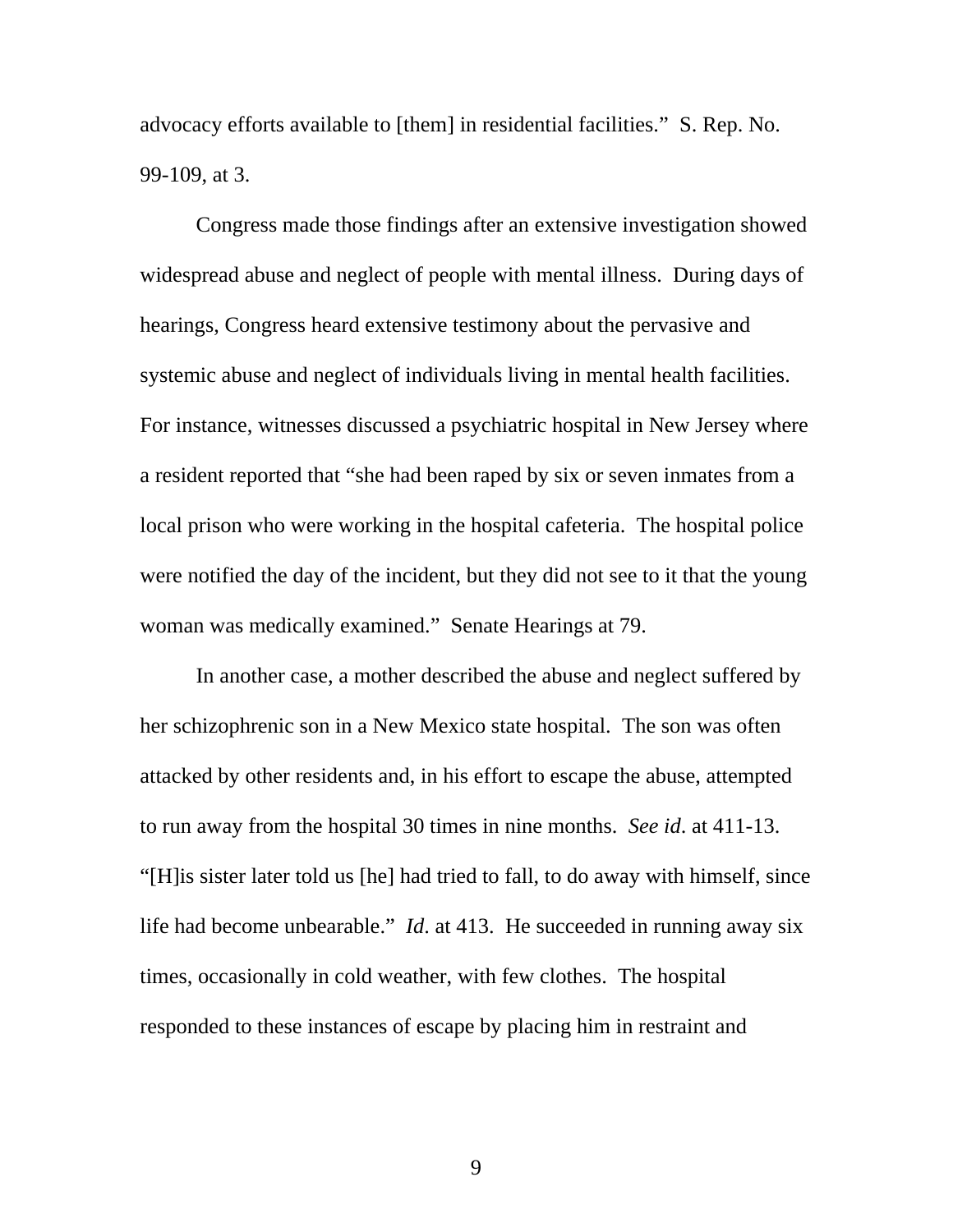advocacy efforts available to [them] in residential facilities." S. Rep. No. 99-109, at 3.

Congress made those findings after an extensive investigation showed widespread abuse and neglect of people with mental illness. During days of hearings, Congress heard extensive testimony about the pervasive and systemic abuse and neglect of individuals living in mental health facilities. For instance, witnesses discussed a psychiatric hospital in New Jersey where a resident reported that "she had been raped by six or seven inmates from a local prison who were working in the hospital cafeteria. The hospital police were notified the day of the incident, but they did not see to it that the young woman was medically examined." Senate Hearings at 79.

In another case, a mother described the abuse and neglect suffered by her schizophrenic son in a New Mexico state hospital. The son was often attacked by other residents and, in his effort to escape the abuse, attempted to run away from the hospital 30 times in nine months. *See id*. at 411-13. "[H]is sister later told us [he] had tried to fall, to do away with himself, since life had become unbearable." *Id*. at 413. He succeeded in running away six times, occasionally in cold weather, with few clothes. The hospital responded to these instances of escape by placing him in restraint and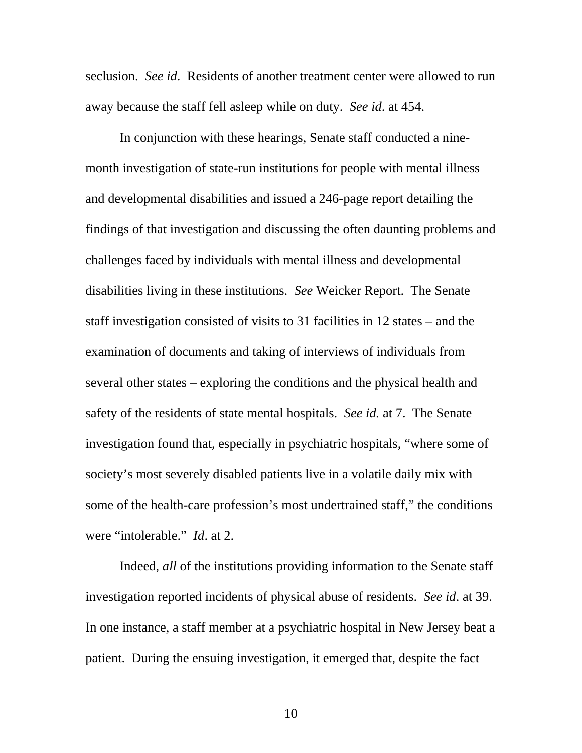seclusion. *See id*. Residents of another treatment center were allowed to run away because the staff fell asleep while on duty. *See id*. at 454.

In conjunction with these hearings, Senate staff conducted a nine-month investigation of state-run institutions for people with mental illness and developmental disabilities and issued a 246-page report detailing the findings of that investigation and discussing the often daunting problems and challenges faced by individuals with mental illness and developmental disabilities living in these institutions. *See* Weicker Report. The Senate staff investigation consisted of visits to 31 facilities in 12 states – and the examination of documents and taking of interviews of individuals from several other states – exploring the conditions and the physical health and safety of the residents of state mental hospitals. *See id.* at 7. The Senate investigation found that, especially in psychiatric hospitals, "where some of society's most severely disabled patients live in a volatile daily mix with some of the health-care profession's most undertrained staff," the conditions were "intolerable." *Id*. at 2.

Indeed, *all* of the institutions providing information to the Senate staff investigation reported incidents of physical abuse of residents. *See id*. at 39. In one instance, a staff member at a psychiatric hospital in New Jersey beat a patient. During the ensuing investigation, it emerged that, despite the fact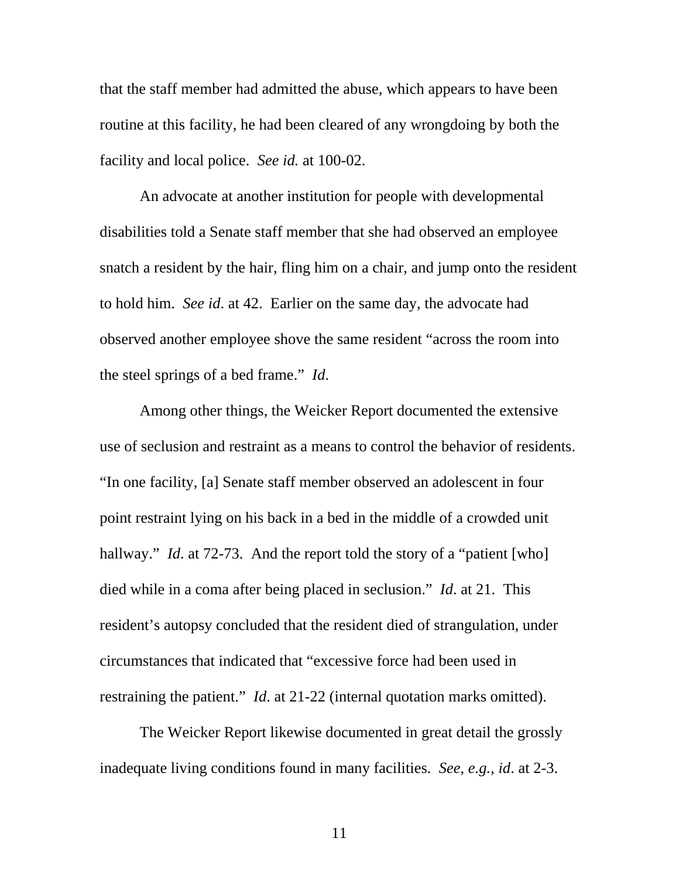that the staff member had admitted the abuse, which appears to have been routine at this facility, he had been cleared of any wrongdoing by both the facility and local police. *See id.* at 100-02.

An advocate at another institution for people with developmental disabilities told a Senate staff member that she had observed an employee snatch a resident by the hair, fling him on a chair, and jump onto the resident to hold him. *See id*. at 42. Earlier on the same day, the advocate had observed another employee shove the same resident "across the room into the steel springs of a bed frame." *Id*.

Among other things, the Weicker Report documented the extensive use of seclusion and restraint as a means to control the behavior of residents. "In one facility, [a] Senate staff member observed an adolescent in four point restraint lying on his back in a bed in the middle of a crowded unit hallway." *Id*. at 72-73. And the report told the story of a "patient [who] died while in a coma after being placed in seclusion." *Id*. at 21. This resident's autopsy concluded that the resident died of strangulation, under circumstances that indicated that "excessive force had been used in restraining the patient." *Id*. at 21-22 (internal quotation marks omitted).

The Weicker Report likewise documented in great detail the grossly inadequate living conditions found in many facilities. *See*, *e.g.*, *id*. at 2-3.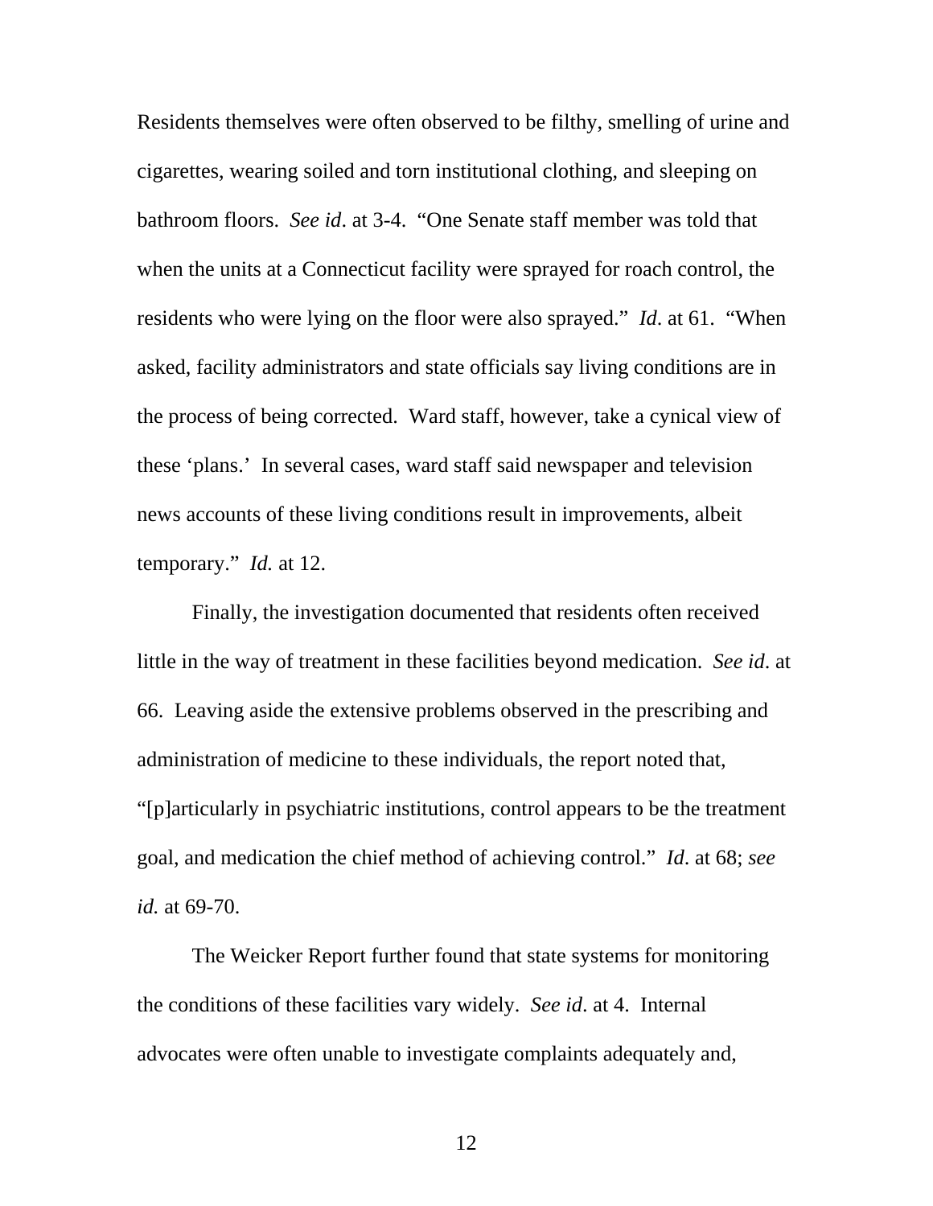Residents themselves were often observed to be filthy, smelling of urine and cigarettes, wearing soiled and torn institutional clothing, and sleeping on bathroom floors. *See id*. at 3-4. "One Senate staff member was told that when the units at a Connecticut facility were sprayed for roach control, the residents who were lying on the floor were also sprayed." *Id*. at 61. "When asked, facility administrators and state officials say living conditions are in the process of being corrected. Ward staff, however, take a cynical view of these 'plans.' In several cases, ward staff said newspaper and television news accounts of these living conditions result in improvements, albeit temporary." *Id.* at 12.

Finally, the investigation documented that residents often received little in the way of treatment in these facilities beyond medication. *See id*. at 66. Leaving aside the extensive problems observed in the prescribing and administration of medicine to these individuals, the report noted that, "[p]articularly in psychiatric institutions, control appears to be the treatment goal, and medication the chief method of achieving control." *Id*. at 68; *see id.* at 69-70.

The Weicker Report further found that state systems for monitoring the conditions of these facilities vary widely. *See id*. at 4. Internal advocates were often unable to investigate complaints adequately and,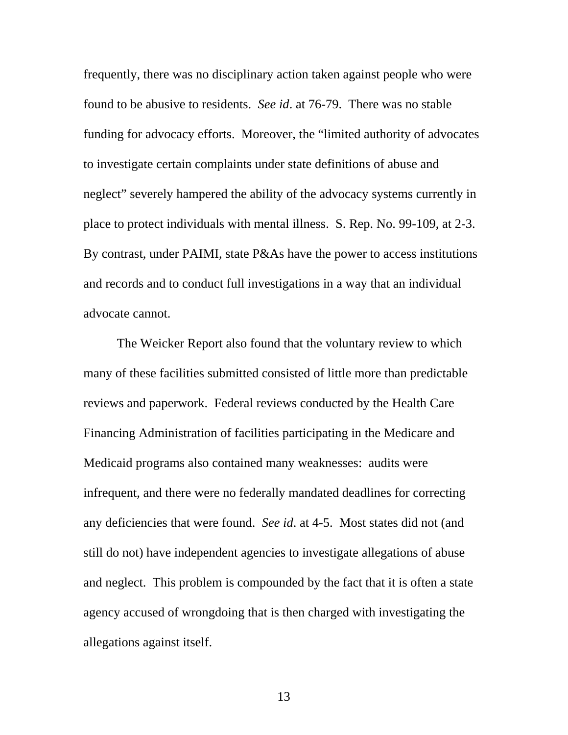frequently, there was no disciplinary action taken against people who were found to be abusive to residents. *See id*. at 76-79. There was no stable funding for advocacy efforts. Moreover, the "limited authority of advocates to investigate certain complaints under state definitions of abuse and neglect" severely hampered the ability of the advocacy systems currently in place to protect individuals with mental illness. S. Rep. No. 99-109, at 2-3. By contrast, under PAIMI, state P&As have the power to access institutions and records and to conduct full investigations in a way that an individual advocate cannot.

The Weicker Report also found that the voluntary review to which many of these facilities submitted consisted of little more than predictable reviews and paperwork. Federal reviews conducted by the Health Care Financing Administration of facilities participating in the Medicare and Medicaid programs also contained many weaknesses: audits were infrequent, and there were no federally mandated deadlines for correcting any deficiencies that were found. *See id*. at 4-5. Most states did not (and still do not) have independent agencies to investigate allegations of abuse and neglect. This problem is compounded by the fact that it is often a state agency accused of wrongdoing that is then charged with investigating the allegations against itself.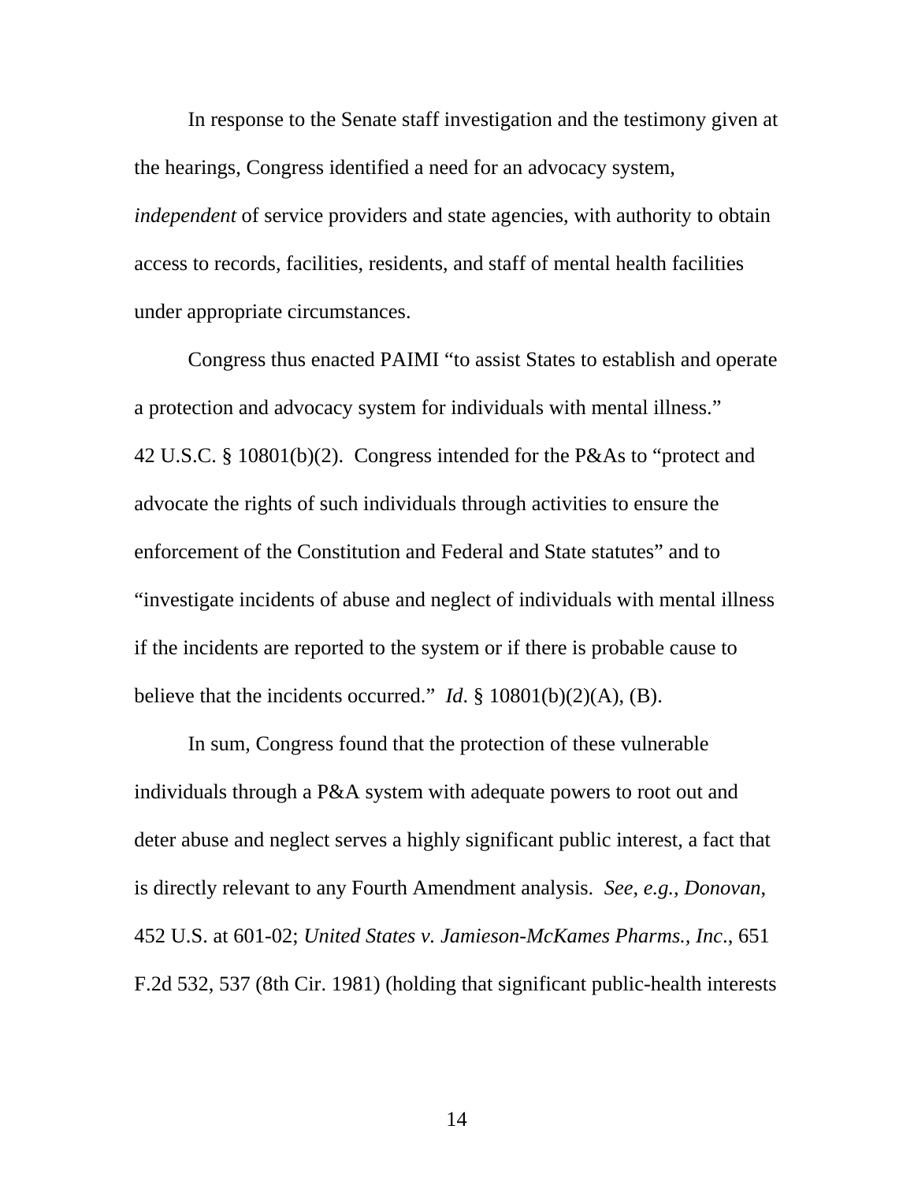In response to the Senate staff investigation and the testimony given at the hearings, Congress identified a need for an advocacy system, *independent* of service providers and state agencies, with authority to obtain access to records, facilities, residents, and staff of mental health facilities under appropriate circumstances.

Congress thus enacted PAIMI "to assist States to establish and operate a protection and advocacy system for individuals with mental illness." 42 U.S.C. § 10801(b)(2). Congress intended for the P&As to "protect and advocate the rights of such individuals through activities to ensure the enforcement of the Constitution and Federal and State statutes" and to "investigate incidents of abuse and neglect of individuals with mental illness if the incidents are reported to the system or if there is probable cause to believe that the incidents occurred." *Id*. § 10801(b)(2)(A), (B).

In sum, Congress found that the protection of these vulnerable individuals through a P&A system with adequate powers to root out and deter abuse and neglect serves a highly significant public interest, a fact that is directly relevant to any Fourth Amendment analysis. *See*, *e.g.*, *Donovan*, 452 U.S. at 601-02; *United States v. Jamieson-McKames Pharms., Inc*., 651 F.2d 532, 537 (8th Cir. 1981) (holding that significant public-health interests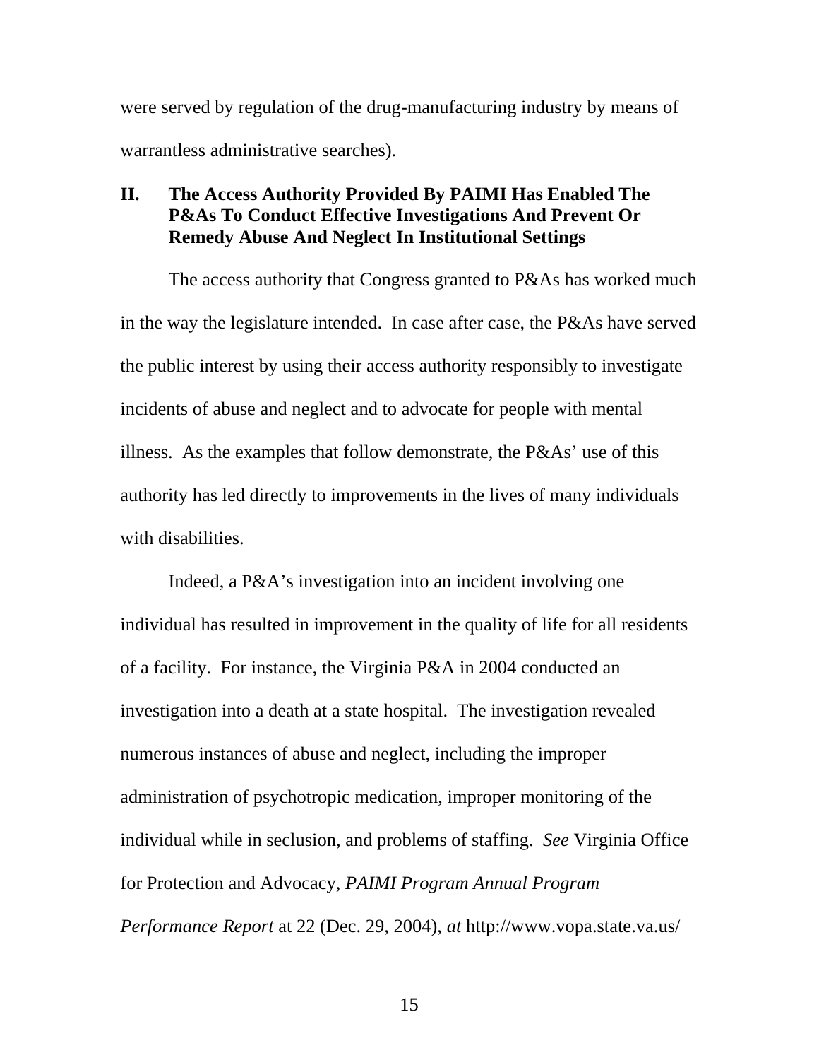were served by regulation of the drug-manufacturing industry by means of warrantless administrative searches).

## II. The Access Authority Provided By PAIMI Has Enabled The P&As To Conduct Effective Investigations And Prevent Or Remedy Abuse And Neglect In Institutional Settings

The access authority that Congress granted to P&As has worked much in the way the legislature intended. In case after case, the P&As have served the public interest by using their access authority responsibly to investigate incidents of abuse and neglect and to advocate for people with mental illness. As the examples that follow demonstrate, the P&As' use of this authority has led directly to improvements in the lives of many individuals with disabilities.

Indeed, a P&A's investigation into an incident involving one individual has resulted in improvement in the quality of life for all residents of a facility. For instance, the Virginia P&A in 2004 conducted an investigation into a death at a state hospital. The investigation revealed numerous instances of abuse and neglect, including the improper administration of psychotropic medication, improper monitoring of the individual while in seclusion, and problems of staffing. *See* Virginia Office for Protection and Advocacy, *PAIMI Program Annual Program Performance Report* at 22 (Dec. 29, 2004), *at* http://www.vopa.state.va.us/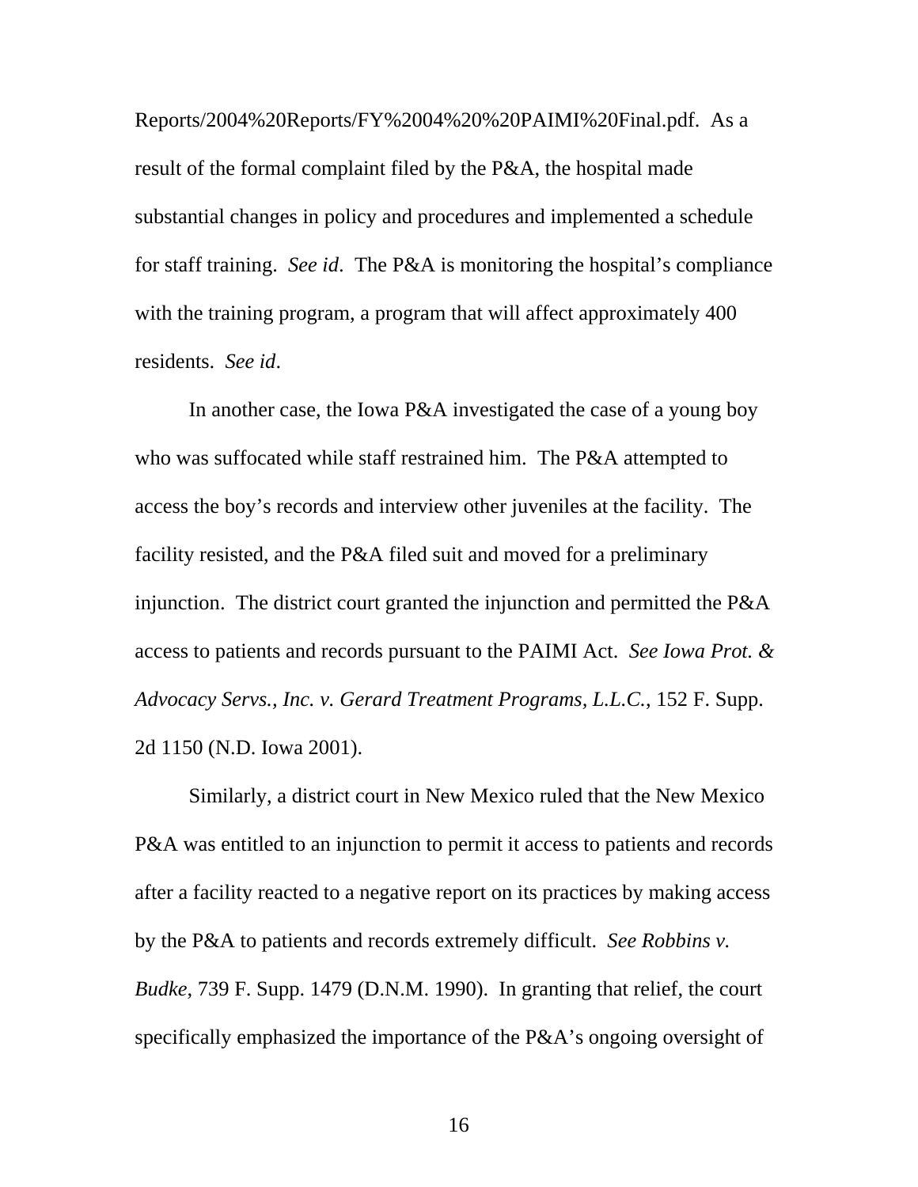Reports/2004%20Reports/FY%2004%20%20PAIMI%20Final.pdf. As a result of the formal complaint filed by the P&A, the hospital made substantial changes in policy and procedures and implemented a schedule for staff training. *See id*. The P&A is monitoring the hospital's compliance with the training program, a program that will affect approximately 400 residents. *See id*.

In another case, the Iowa P&A investigated the case of a young boy who was suffocated while staff restrained him. The P&A attempted to access the boy's records and interview other juveniles at the facility. The facility resisted, and the P&A filed suit and moved for a preliminary injunction. The district court granted the injunction and permitted the P&A access to patients and records pursuant to the PAIMI Act. *See Iowa Prot. & Advocacy Servs., Inc. v. Gerard Treatment Programs, L.L.C.*, 152 F. Supp. 2d 1150 (N.D. Iowa 2001).

Similarly, a district court in New Mexico ruled that the New Mexico P&A was entitled to an injunction to permit it access to patients and records after a facility reacted to a negative report on its practices by making access by the P&A to patients and records extremely difficult. *See Robbins v. Budke*, 739 F. Supp. 1479 (D.N.M. 1990). In granting that relief, the court specifically emphasized the importance of the P&A's ongoing oversight of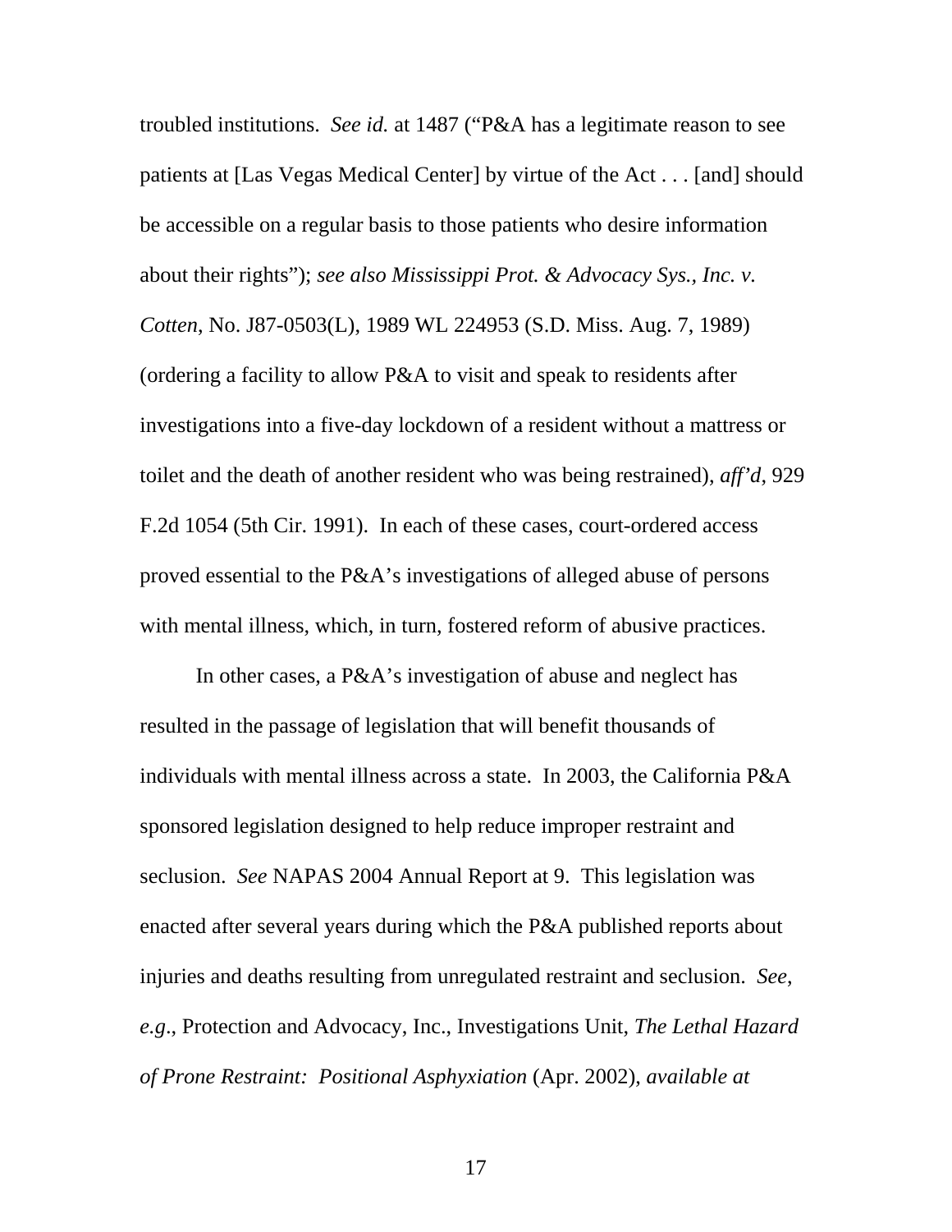troubled institutions. *See id.* at 1487 ("P&A has a legitimate reason to see patients at [Las Vegas Medical Center] by virtue of the Act . . . [and] should be accessible on a regular basis to those patients who desire information about their rights"); *see also Mississippi Prot. & Advocacy Sys., Inc. v. Cotten*, No. J87-0503(L), 1989 WL 224953 (S.D. Miss. Aug. 7, 1989) (ordering a facility to allow P&A to visit and speak to residents after investigations into a five-day lockdown of a resident without a mattress or toilet and the death of another resident who was being restrained), *aff'd*, 929 F.2d 1054 (5th Cir. 1991). In each of these cases, court-ordered access proved essential to the P&A's investigations of alleged abuse of persons with mental illness, which, in turn, fostered reform of abusive practices.

In other cases, a P&A's investigation of abuse and neglect has resulted in the passage of legislation that will benefit thousands of individuals with mental illness across a state. In 2003, the California P&A sponsored legislation designed to help reduce improper restraint and seclusion. *See* NAPAS 2004 Annual Report at 9. This legislation was enacted after several years during which the P&A published reports about injuries and deaths resulting from unregulated restraint and seclusion. *See*, *e.g*., Protection and Advocacy, Inc., Investigations Unit, *The Lethal Hazard of Prone Restraint: Positional Asphyxiation* (Apr. 2002), *available at*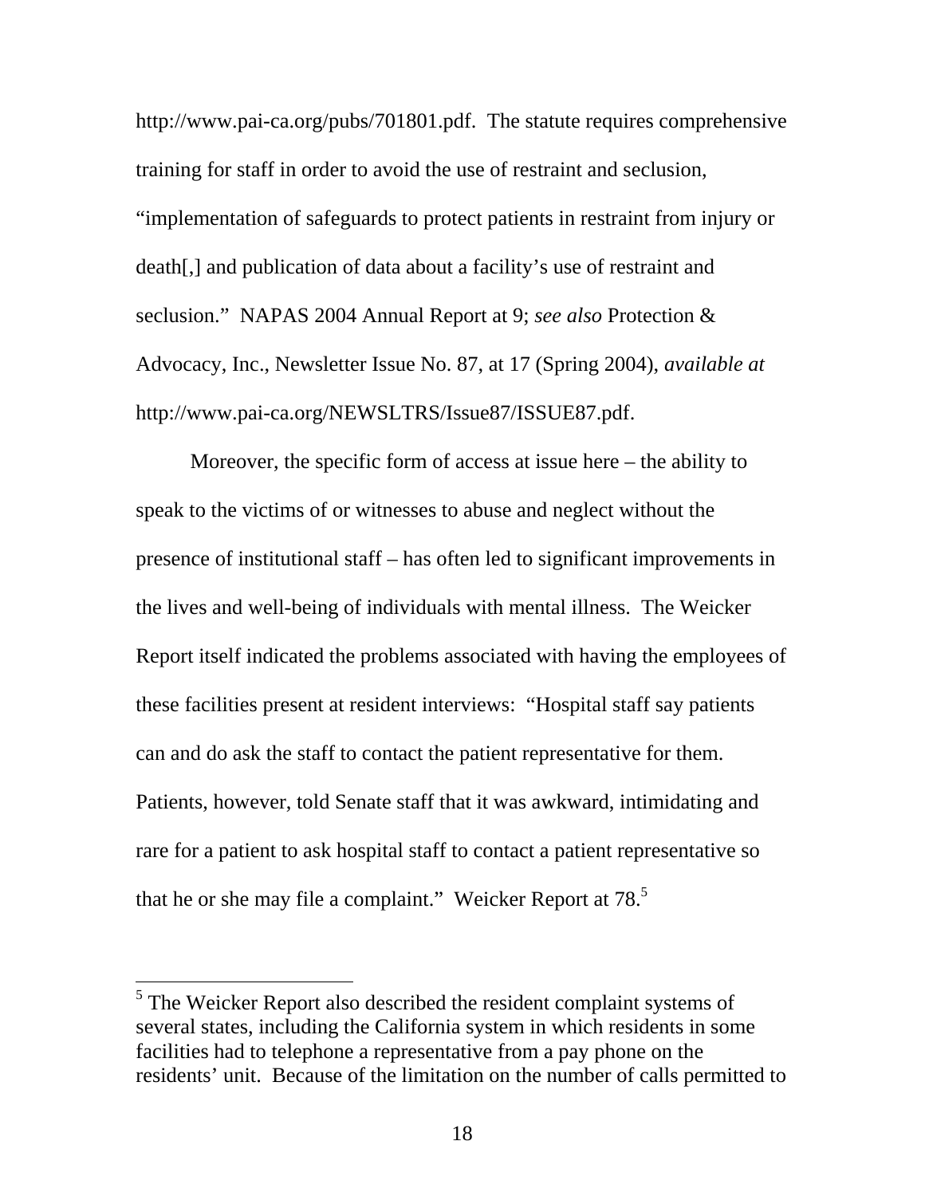http://www.pai-ca.org/pubs/701801.pdf. The statute requires comprehensive training for staff in order to avoid the use of restraint and seclusion, "implementation of safeguards to protect patients in restraint from injury or death[,] and publication of data about a facility's use of restraint and seclusion." NAPAS 2004 Annual Report at 9; *see also* Protection & Advocacy, Inc., Newsletter Issue No. 87, at 17 (Spring 2004), *available at* http://www.pai-ca.org/NEWSLTRS/Issue87/ISSUE87.pdf.

Moreover, the specific form of access at issue here – the ability to speak to the victims of or witnesses to abuse and neglect without the presence of institutional staff – has often led to significant improvements in the lives and well-being of individuals with mental illness. The Weicker Report itself indicated the problems associated with having the employees of these facilities present at resident interviews: "Hospital staff say patients can and do ask the staff to contact the patient representative for them. Patients, however, told Senate staff that it was awkward, intimidating and rare for a patient to ask hospital staff to contact a patient representative so that he or she may file a complaint." Weicker Report at 78.[5]

[5] The Weicker Report also described the resident complaint systems of several states, including the California system in which residents in some facilities had to telephone a representative from a pay phone on the residents' unit. Because of the limitation on the number of calls permitted to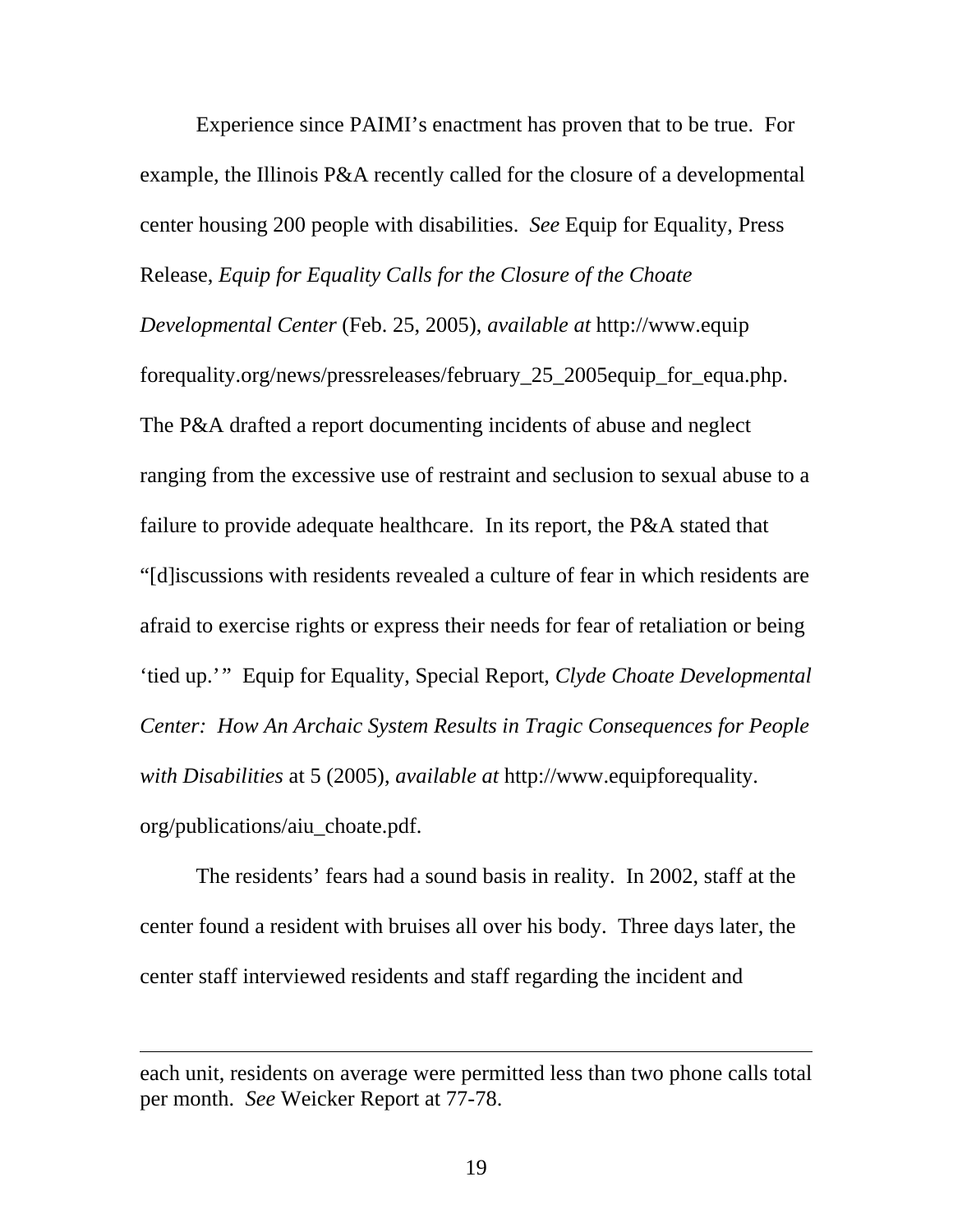Experience since PAIMI's enactment has proven that to be true. For example, the Illinois P&A recently called for the closure of a developmental center housing 200 people with disabilities. *See* Equip for Equality, Press Release, *Equip for Equality Calls for the Closure of the Choate Developmental Center* (Feb. 25, 2005), *available at* http://www.equipforequality.org/news/pressreleases/february_25_2005equip_for_equa.php. The P&A drafted a report documenting incidents of abuse and neglect ranging from the excessive use of restraint and seclusion to sexual abuse to a failure to provide adequate healthcare. In its report, the P&A stated that "[d]iscussions with residents revealed a culture of fear in which residents are afraid to exercise rights or express their needs for fear of retaliation or being 'tied up.'" Equip for Equality, Special Report, *Clyde Choate Developmental Center: How An Archaic System Results in Tragic Consequences for People with Disabilities* at 5 (2005), *available at* http://www.equipforequality.org/publications/aiu_choate.pdf.

The residents' fears had a sound basis in reality. In 2002, staff at the center found a resident with bruises all over his body. Three days later, the center staff interviewed residents and staff regarding the incident and

---

each unit, residents on average were permitted less than two phone calls total per month. *See* Weicker Report at 77-78.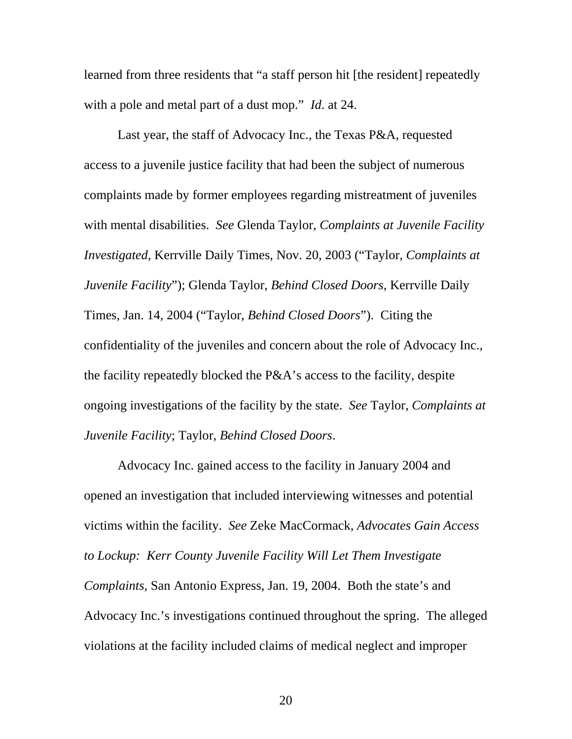learned from three residents that "a staff person hit [the resident] repeatedly with a pole and metal part of a dust mop." *Id*. at 24.

Last year, the staff of Advocacy Inc., the Texas P&A, requested access to a juvenile justice facility that had been the subject of numerous complaints made by former employees regarding mistreatment of juveniles with mental disabilities. *See* Glenda Taylor, *Complaints at Juvenile Facility Investigated*, Kerrville Daily Times, Nov. 20, 2003 ("Taylor, *Complaints at Juvenile Facility*"); Glenda Taylor, *Behind Closed Doors*, Kerrville Daily Times, Jan. 14, 2004 ("Taylor, *Behind Closed Doors*"). Citing the confidentiality of the juveniles and concern about the role of Advocacy Inc., the facility repeatedly blocked the P&A's access to the facility, despite ongoing investigations of the facility by the state. *See* Taylor, *Complaints at Juvenile Facility*; Taylor, *Behind Closed Doors*.

Advocacy Inc. gained access to the facility in January 2004 and opened an investigation that included interviewing witnesses and potential victims within the facility. *See* Zeke MacCormack, *Advocates Gain Access to Lockup: Kerr County Juvenile Facility Will Let Them Investigate Complaints*, San Antonio Express, Jan. 19, 2004. Both the state's and Advocacy Inc.'s investigations continued throughout the spring. The alleged violations at the facility included claims of medical neglect and improper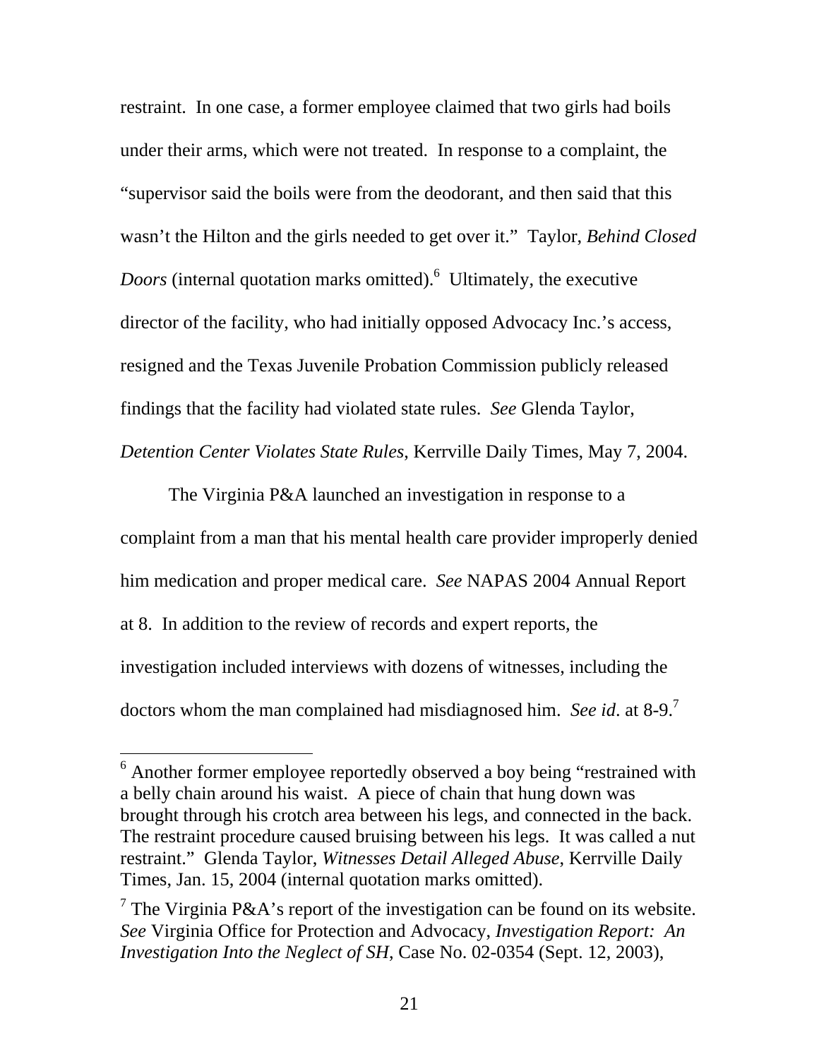restraint. In one case, a former employee claimed that two girls had boils under their arms, which were not treated. In response to a complaint, the "supervisor said the boils were from the deodorant, and then said that this wasn't the Hilton and the girls needed to get over it." Taylor, *Behind Closed Doors* (internal quotation marks omitted).[6] Ultimately, the executive director of the facility, who had initially opposed Advocacy Inc.'s access, resigned and the Texas Juvenile Probation Commission publicly released findings that the facility had violated state rules. *See* Glenda Taylor, *Detention Center Violates State Rules*, Kerrville Daily Times, May 7, 2004.

The Virginia P&A launched an investigation in response to a complaint from a man that his mental health care provider improperly denied him medication and proper medical care. *See* NAPAS 2004 Annual Report at 8. In addition to the review of records and expert reports, the investigation included interviews with dozens of witnesses, including the doctors whom the man complained had misdiagnosed him. *See id*. at 8-9.[7]

---

[6] Another former employee reportedly observed a boy being "restrained with a belly chain around his waist. A piece of chain that hung down was brought through his crotch area between his legs, and connected in the back. The restraint procedure caused bruising between his legs. It was called a nut restraint." Glenda Taylor, *Witnesses Detail Alleged Abuse*, Kerrville Daily Times, Jan. 15, 2004 (internal quotation marks omitted).

[7] The Virginia P&A's report of the investigation can be found on its website. *See* Virginia Office for Protection and Advocacy, *Investigation Report: An Investigation Into the Neglect of SH*, Case No. 02-0354 (Sept. 12, 2003),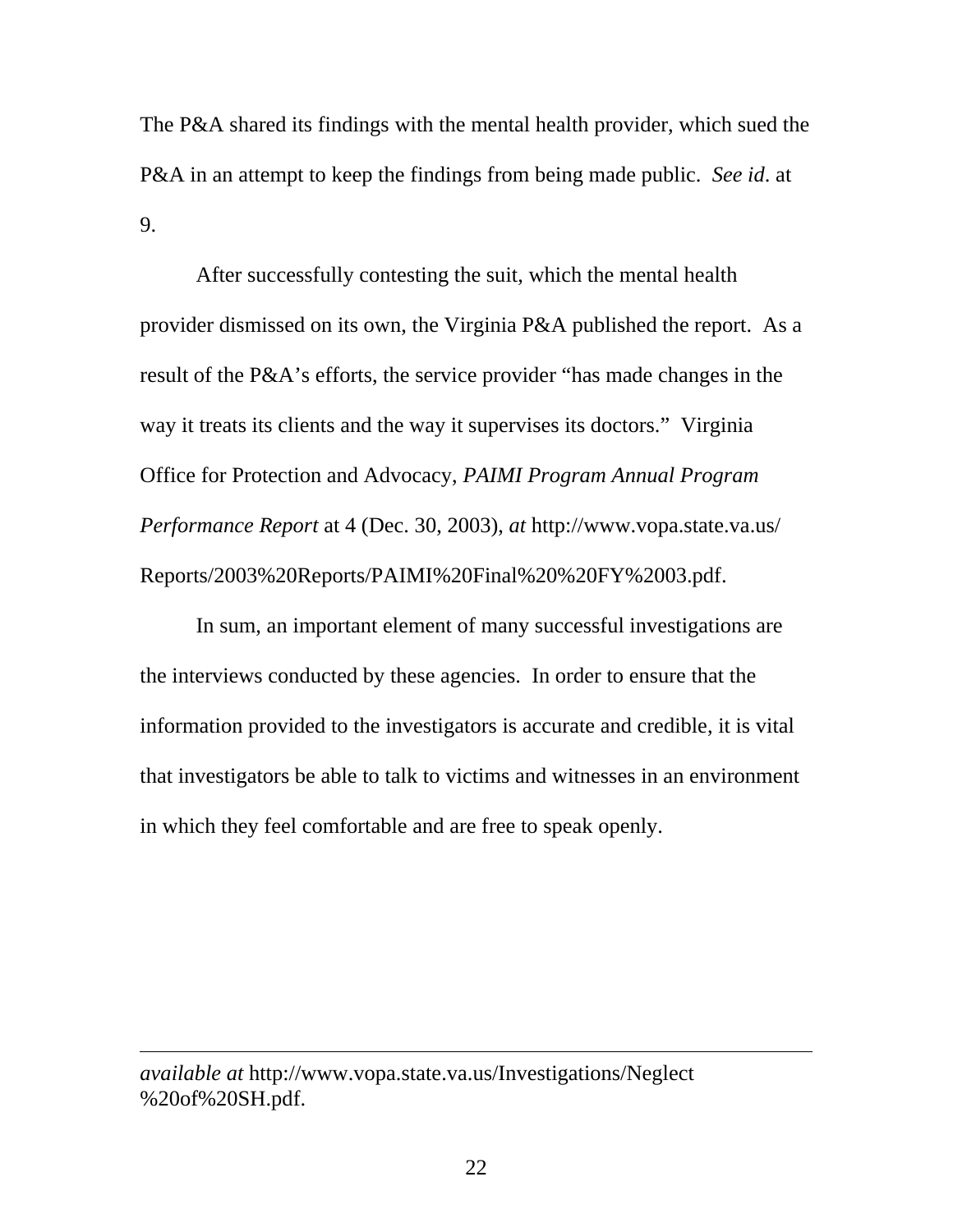The P&A shared its findings with the mental health provider, which sued the P&A in an attempt to keep the findings from being made public. *See id*. at 9.

After successfully contesting the suit, which the mental health provider dismissed on its own, the Virginia P&A published the report. As a result of the P&A's efforts, the service provider "has made changes in the way it treats its clients and the way it supervises its doctors." Virginia Office for Protection and Advocacy, *PAIMI Program Annual Program Performance Report* at 4 (Dec. 30, 2003), *at* http://www.vopa.state.va.us/Reports/2003%20Reports/PAIMI%20Final%20%20FY%2003.pdf.

In sum, an important element of many successful investigations are the interviews conducted by these agencies. In order to ensure that the information provided to the investigators is accurate and credible, it is vital that investigators be able to talk to victims and witnesses in an environment in which they feel comfortable and are free to speak openly.

---

*available at* http://www.vopa.state.va.us/Investigations/Neglect%20of%20SH.pdf.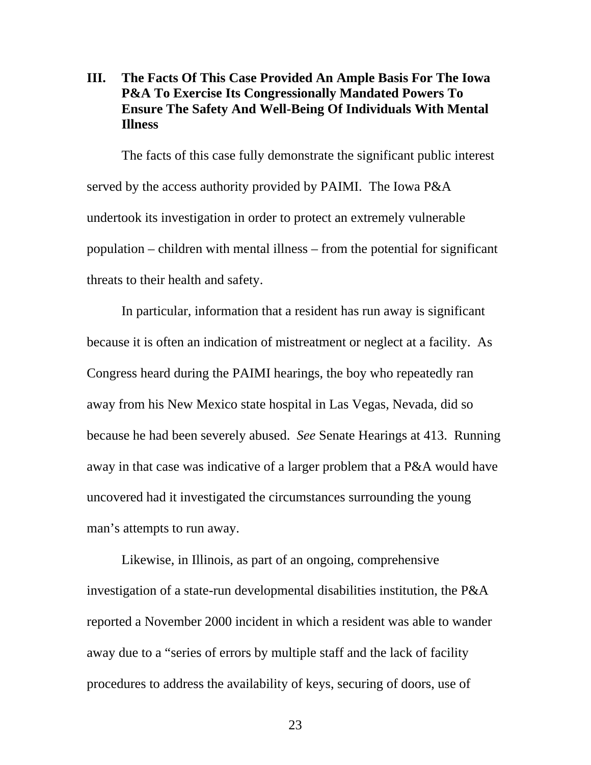## III. The Facts Of This Case Provided An Ample Basis For The Iowa P&A To Exercise Its Congressionally Mandated Powers To Ensure The Safety And Well-Being Of Individuals With Mental Illness

The facts of this case fully demonstrate the significant public interest served by the access authority provided by PAIMI. The Iowa P&A undertook its investigation in order to protect an extremely vulnerable population – children with mental illness – from the potential for significant threats to their health and safety.

In particular, information that a resident has run away is significant because it is often an indication of mistreatment or neglect at a facility. As Congress heard during the PAIMI hearings, the boy who repeatedly ran away from his New Mexico state hospital in Las Vegas, Nevada, did so because he had been severely abused. *See* Senate Hearings at 413. Running away in that case was indicative of a larger problem that a P&A would have uncovered had it investigated the circumstances surrounding the young man's attempts to run away.

Likewise, in Illinois, as part of an ongoing, comprehensive investigation of a state-run developmental disabilities institution, the P&A reported a November 2000 incident in which a resident was able to wander away due to a "series of errors by multiple staff and the lack of facility procedures to address the availability of keys, securing of doors, use of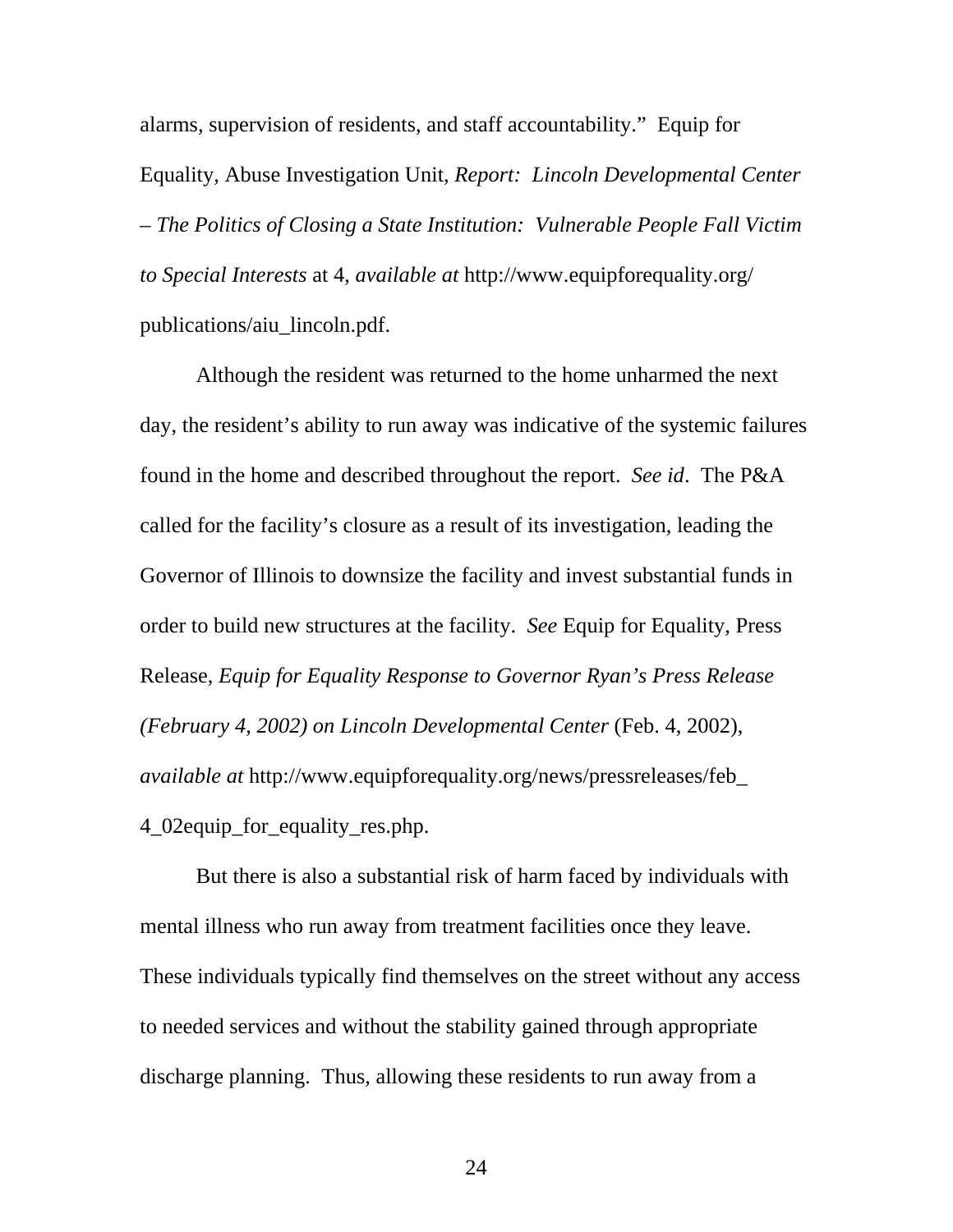alarms, supervision of residents, and staff accountability." Equip for Equality, Abuse Investigation Unit, *Report: Lincoln Developmental Center – The Politics of Closing a State Institution: Vulnerable People Fall Victim to Special Interests* at 4, *available at* http://www.equipforequality.org/publications/aiu_lincoln.pdf.

Although the resident was returned to the home unharmed the next day, the resident's ability to run away was indicative of the systemic failures found in the home and described throughout the report. *See id*. The P&A called for the facility's closure as a result of its investigation, leading the Governor of Illinois to downsize the facility and invest substantial funds in order to build new structures at the facility. *See* Equip for Equality, Press Release, *Equip for Equality Response to Governor Ryan's Press Release (February 4, 2002) on Lincoln Developmental Center* (Feb. 4, 2002), *available at* http://www.equipforequality.org/news/pressreleases/feb_4_02equip_for_equality_res.php.

But there is also a substantial risk of harm faced by individuals with mental illness who run away from treatment facilities once they leave. These individuals typically find themselves on the street without any access to needed services and without the stability gained through appropriate discharge planning. Thus, allowing these residents to run away from a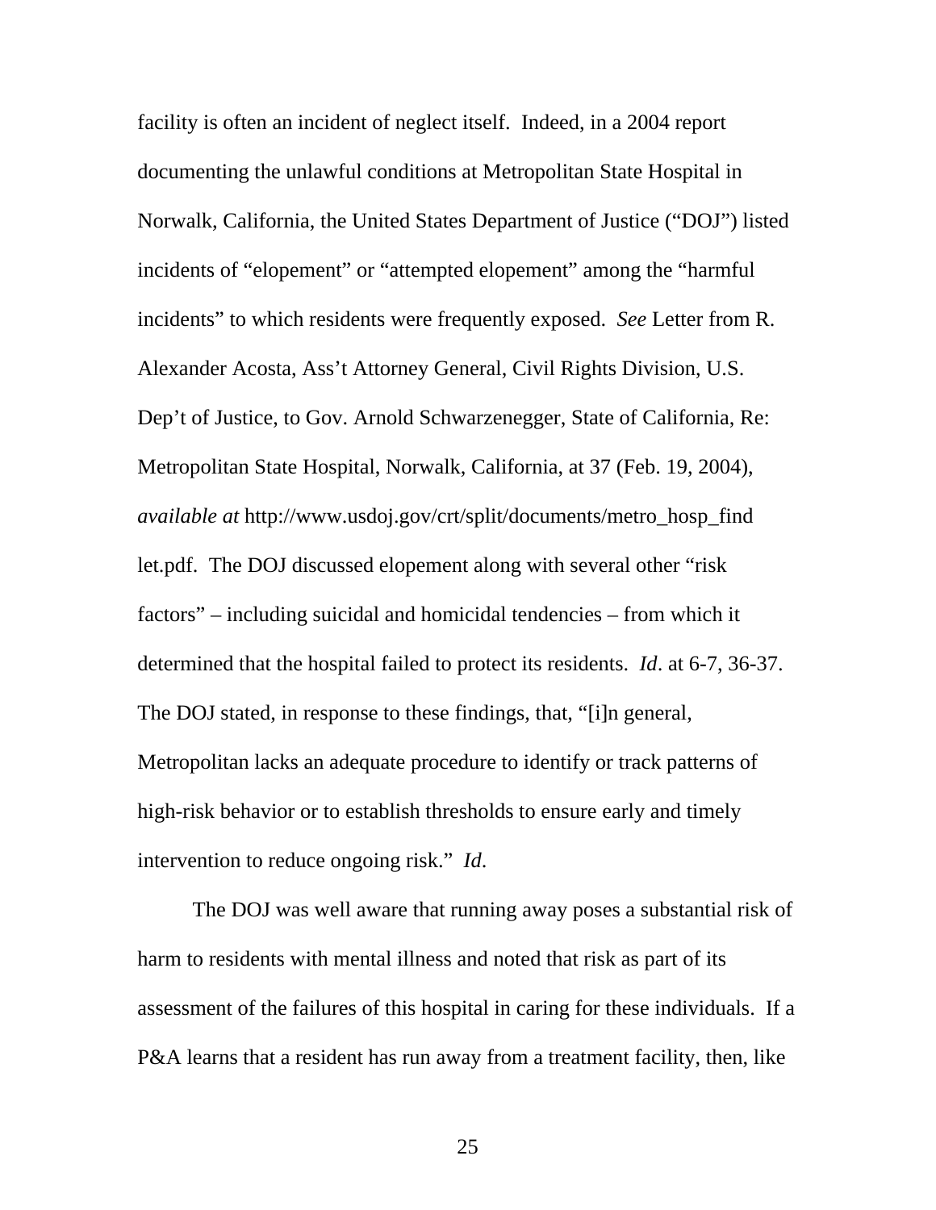facility is often an incident of neglect itself. Indeed, in a 2004 report documenting the unlawful conditions at Metropolitan State Hospital in Norwalk, California, the United States Department of Justice ("DOJ") listed incidents of "elopement" or "attempted elopement" among the "harmful incidents" to which residents were frequently exposed. *See* Letter from R. Alexander Acosta, Ass't Attorney General, Civil Rights Division, U.S. Dep't of Justice, to Gov. Arnold Schwarzenegger, State of California, Re: Metropolitan State Hospital, Norwalk, California, at 37 (Feb. 19, 2004), *available at* http://www.usdoj.gov/crt/split/documents/metro_hosp_find let.pdf. The DOJ discussed elopement along with several other "risk factors" – including suicidal and homicidal tendencies – from which it determined that the hospital failed to protect its residents. *Id*. at 6-7, 36-37. The DOJ stated, in response to these findings, that, "[i]n general, Metropolitan lacks an adequate procedure to identify or track patterns of high-risk behavior or to establish thresholds to ensure early and timely intervention to reduce ongoing risk." *Id*.

The DOJ was well aware that running away poses a substantial risk of harm to residents with mental illness and noted that risk as part of its assessment of the failures of this hospital in caring for these individuals. If a P&A learns that a resident has run away from a treatment facility, then, like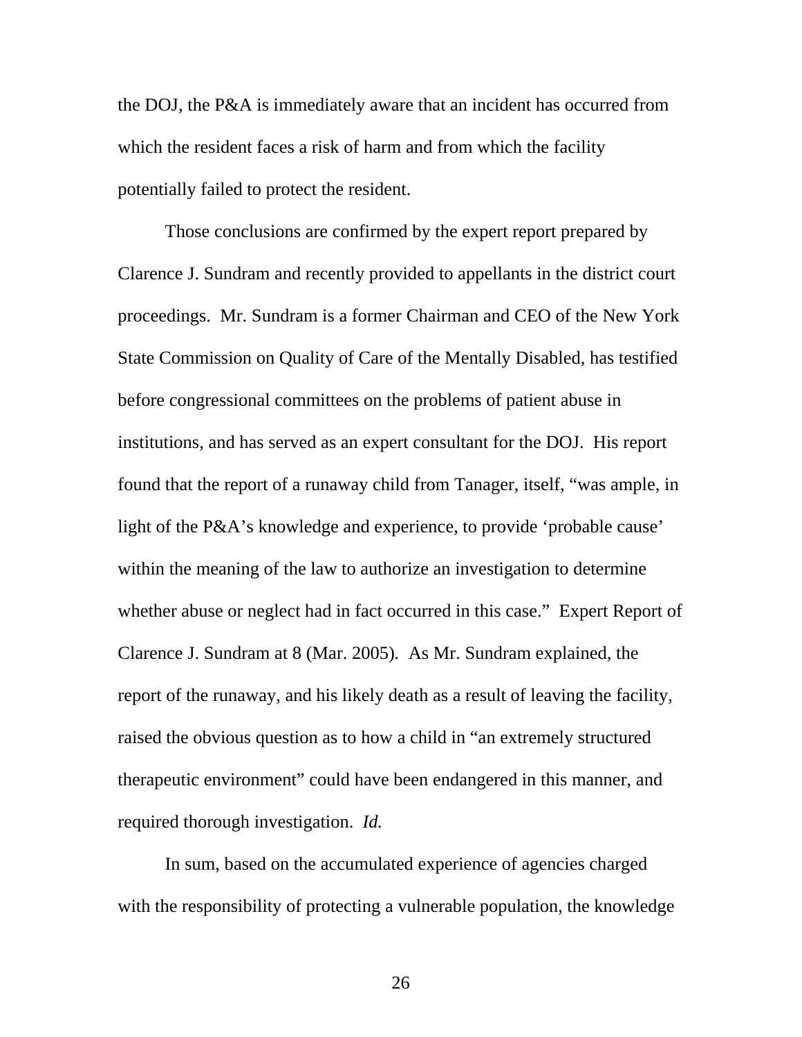the DOJ, the P&A is immediately aware that an incident has occurred from which the resident faces a risk of harm and from which the facility potentially failed to protect the resident.

Those conclusions are confirmed by the expert report prepared by Clarence J. Sundram and recently provided to appellants in the district court proceedings. Mr. Sundram is a former Chairman and CEO of the New York State Commission on Quality of Care of the Mentally Disabled, has testified before congressional committees on the problems of patient abuse in institutions, and has served as an expert consultant for the DOJ. His report found that the report of a runaway child from Tanager, itself, "was ample, in light of the P&A's knowledge and experience, to provide 'probable cause' within the meaning of the law to authorize an investigation to determine whether abuse or neglect had in fact occurred in this case." Expert Report of Clarence J. Sundram at 8 (Mar. 2005). As Mr. Sundram explained, the report of the runaway, and his likely death as a result of leaving the facility, raised the obvious question as to how a child in "an extremely structured therapeutic environment" could have been endangered in this manner, and required thorough investigation. *Id.*

In sum, based on the accumulated experience of agencies charged with the responsibility of protecting a vulnerable population, the knowledge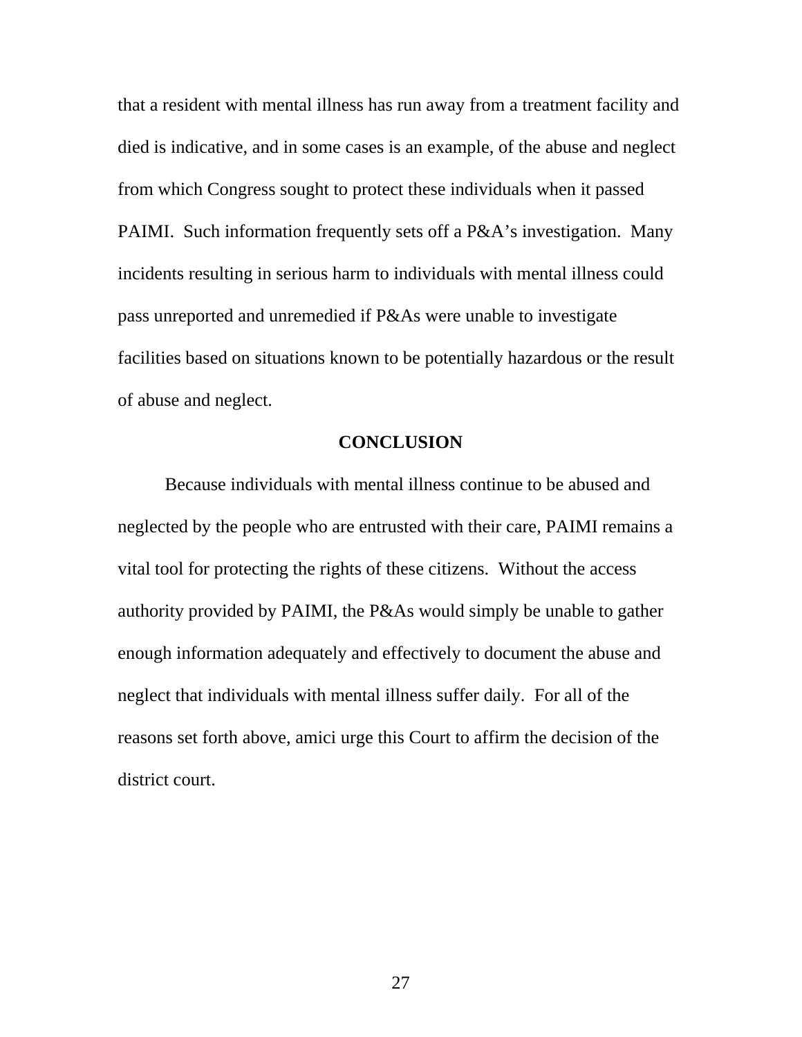that a resident with mental illness has run away from a treatment facility and died is indicative, and in some cases is an example, of the abuse and neglect from which Congress sought to protect these individuals when it passed PAIMI. Such information frequently sets off a P&A's investigation. Many incidents resulting in serious harm to individuals with mental illness could pass unreported and unremedied if P&As were unable to investigate facilities based on situations known to be potentially hazardous or the result of abuse and neglect.

## CONCLUSION

Because individuals with mental illness continue to be abused and neglected by the people who are entrusted with their care, PAIMI remains a vital tool for protecting the rights of these citizens. Without the access authority provided by PAIMI, the P&As would simply be unable to gather enough information adequately and effectively to document the abuse and neglect that individuals with mental illness suffer daily. For all of the reasons set forth above, amici urge this Court to affirm the decision of the district court.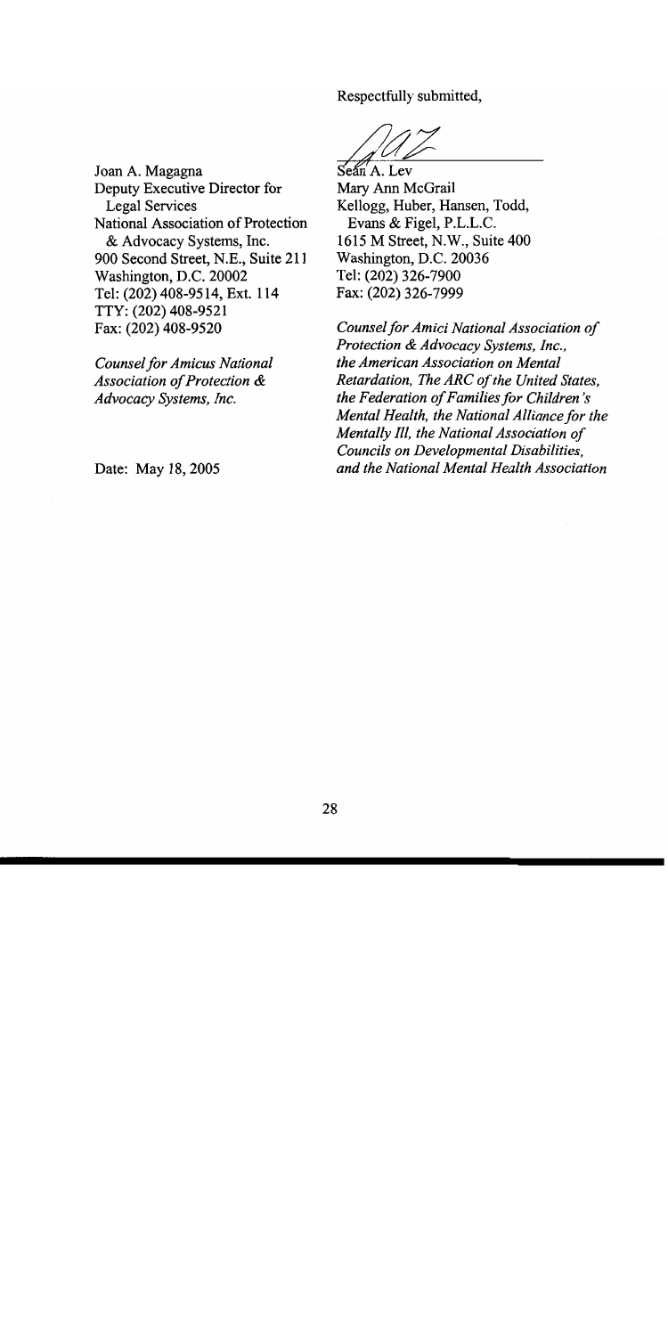Respectfully submitted,

Seán A. Lev
Mary Ann McGrail
Kellogg, Huber, Hansen, Todd,
Evans & Figel, P.L.L.C.
1615 M Street, N.W., Suite 400
Washington, D.C. 20036
Tel: (202) 326-7900
Fax: (202) 326-7999

*Counsel for Amici National Association of Protection & Advocacy Systems, Inc., the American Association on Mental Retardation, The ARC of the United States, the Federation of Families for Children's Mental Health, the National Alliance for the Mentally Ill, the National Association of Councils on Developmental Disabilities, and the National Mental Health Association*

Joan A. Magagna
Deputy Executive Director for
Legal Services
National Association of Protection
& Advocacy Systems, Inc.
900 Second Street, N.E., Suite 211
Washington, D.C. 20002
Tel: (202) 408-9514, Ext. 114
TTY: (202) 408-9521
Fax: (202) 408-9520

*Counsel for Amicus National Association of Protection & Advocacy Systems, Inc.*

Date: May 18, 2005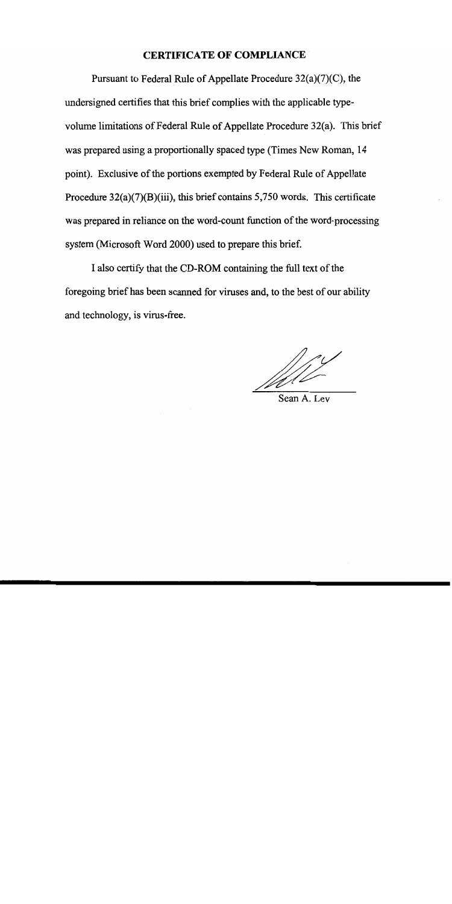## CERTIFICATE OF COMPLIANCE

Pursuant to Federal Rule of Appellate Procedure 32(a)(7)(C), the undersigned certifies that this brief complies with the applicable type-volume limitations of Federal Rule of Appellate Procedure 32(a). This brief was prepared using a proportionally spaced type (Times New Roman, 14 point). Exclusive of the portions exempted by Federal Rule of Appellate Procedure 32(a)(7)(B)(iii), this brief contains 5,750 words. This certificate was prepared in reliance on the word-count function of the word-processing system (Microsoft Word 2000) used to prepare this brief.

I also certify that the CD-ROM containing the full text of the foregoing brief has been scanned for viruses and, to the best of our ability and technology, is virus-free.

Sean A. Lev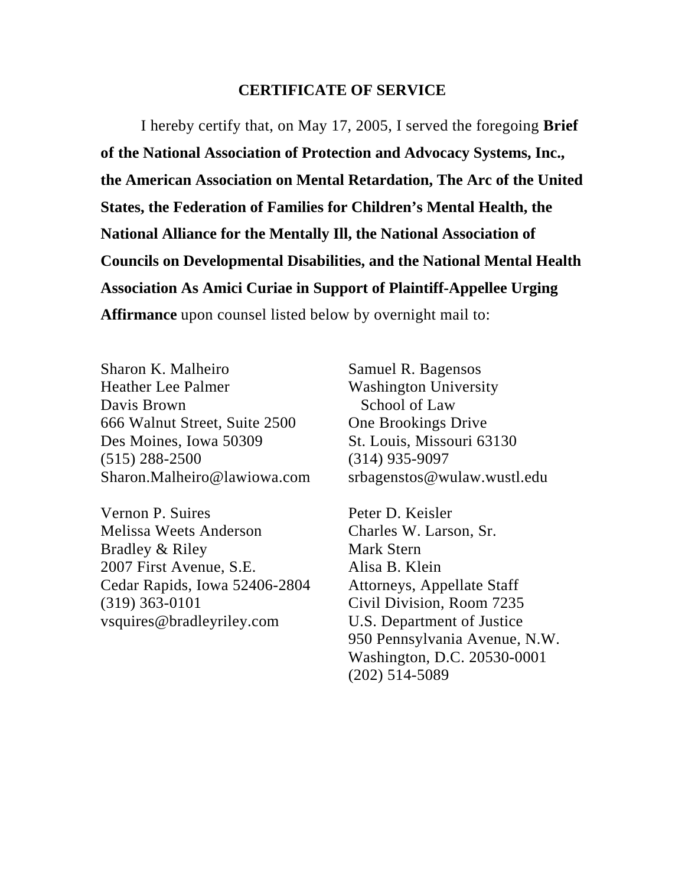**CERTIFICATE OF SERVICE**

I hereby certify that, on May 17, 2005, I served the foregoing **Brief of the National Association of Protection and Advocacy Systems, Inc., the American Association on Mental Retardation, The Arc of the United States, the Federation of Families for Children's Mental Health, the National Alliance for the Mentally Ill, the National Association of Councils on Developmental Disabilities, and the National Mental Health Association As Amici Curiae in Support of Plaintiff-Appellee Urging Affirmance** upon counsel listed below by overnight mail to:

Sharon K. Malheiro
Heather Lee Palmer
Davis Brown
666 Walnut Street, Suite 2500
Des Moines, Iowa 50309
(515) 288-2500
Sharon.Malheiro@lawiowa.com

Vernon P. Suires
Melissa Weets Anderson
Bradley & Riley
2007 First Avenue, S.E.
Cedar Rapids, Iowa 52406-2804
(319) 363-0101
vsquires@bradleyriley.com

Samuel R. Bagensos
Washington University
School of Law
One Brookings Drive
St. Louis, Missouri 63130
(314) 935-9097
srbagenstos@wulaw.wustl.edu

Peter D. Keisler
Charles W. Larson, Sr.
Mark Stern
Alisa B. Klein
Attorneys, Appellate Staff
Civil Division, Room 7235
U.S. Department of Justice
950 Pennsylvania Avenue, N.W.
Washington, D.C. 20530-0001
(202) 514-5089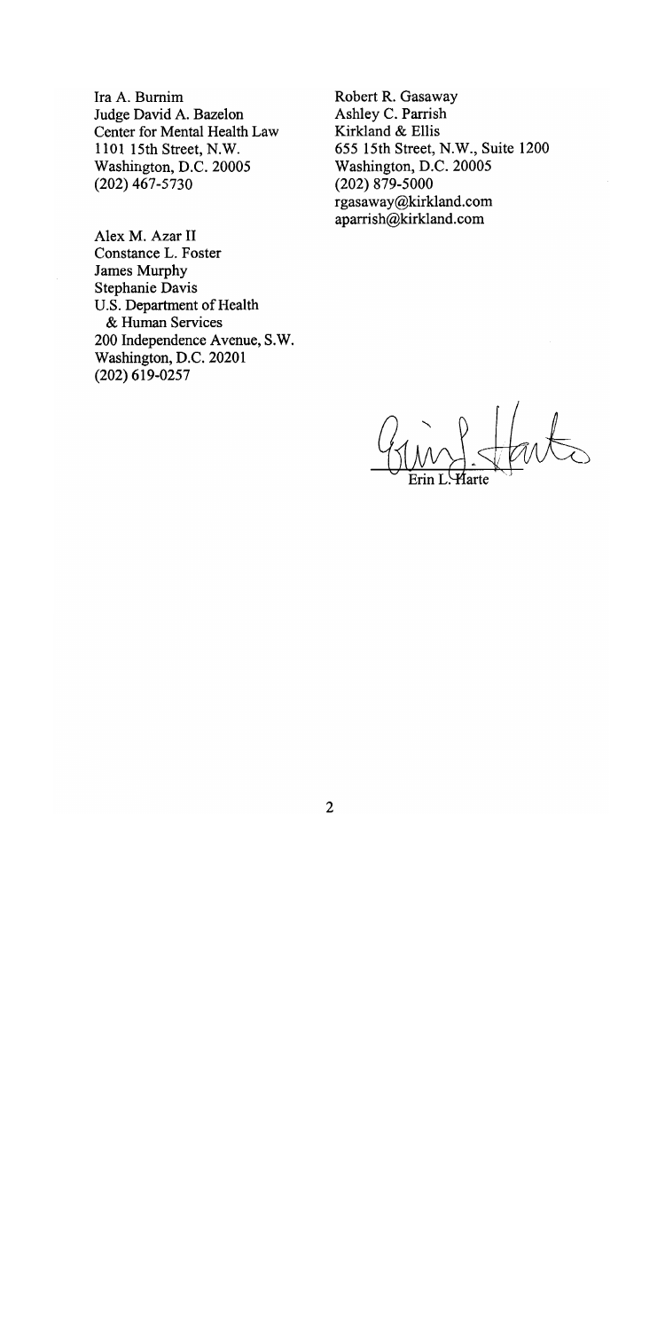Ira A. Burnim
Judge David A. Bazelon
Center for Mental Health Law
1101 15th Street, N.W.
Washington, D.C. 20005
(202) 467-5730

Robert R. Gasaway
Ashley C. Parrish
Kirkland & Ellis
655 15th Street, N.W., Suite 1200
Washington, D.C. 20005
(202) 879-5000
rgasaway@kirkland.com
aparrish@kirkland.com

Alex M. Azar II
Constance L. Foster
James Murphy
Stephanie Davis
U.S. Department of Health
& Human Services
200 Independence Avenue, S.W.
Washington, D.C. 20201
(202) 619-0257

Erin L. Harte